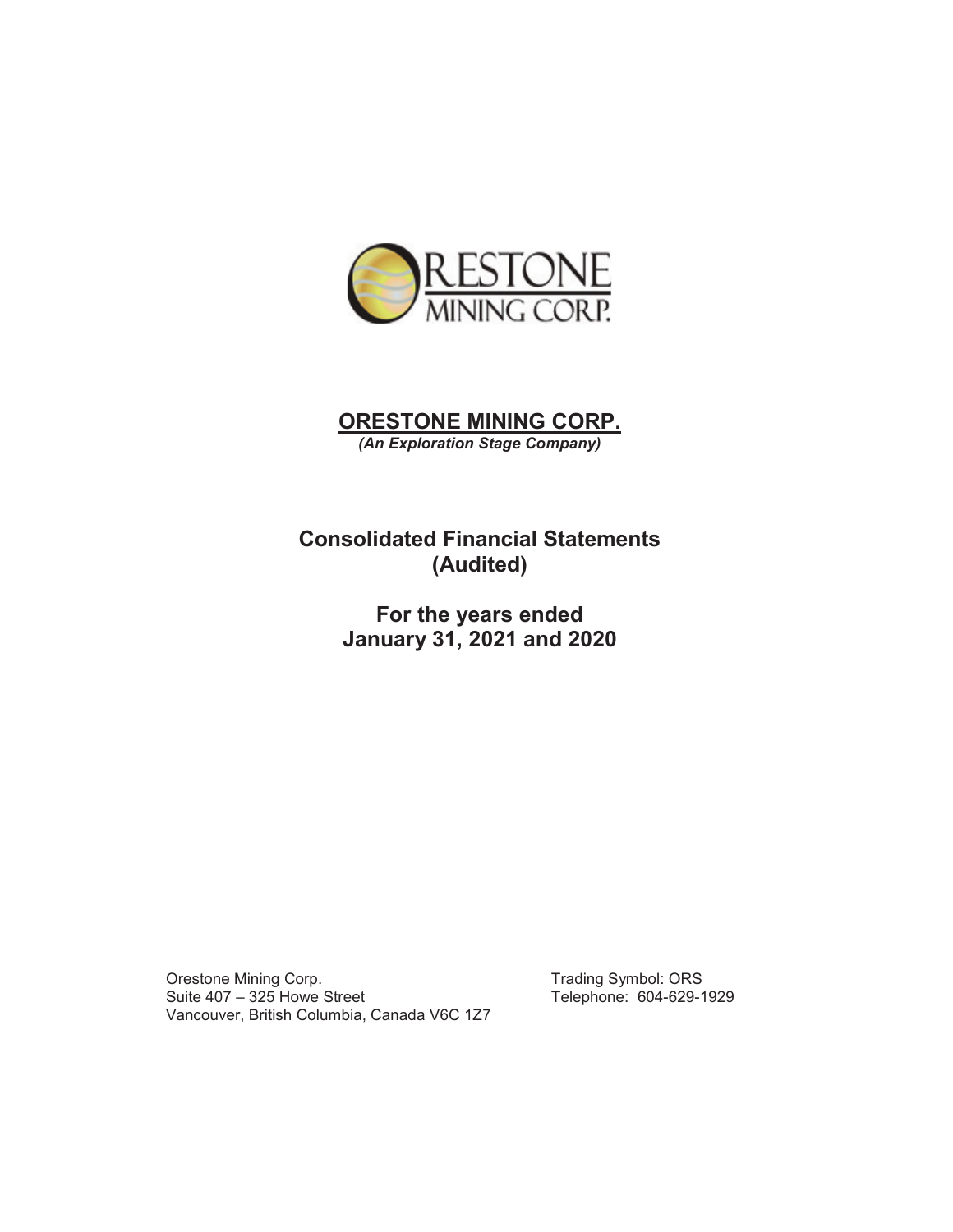# ORESTONE MINING CORP.

*(An Exploration Stage Company)*

## Consolidated Financial Statements (Audited)

## For the years ended January 31, 2021 and 2020

Orestone Mining Corp.
Suite 407 – 325 Howe Street
Vancouver, British Columbia, Canada V6C 1Z7

Trading Symbol: ORS
Telephone: 604-629-1929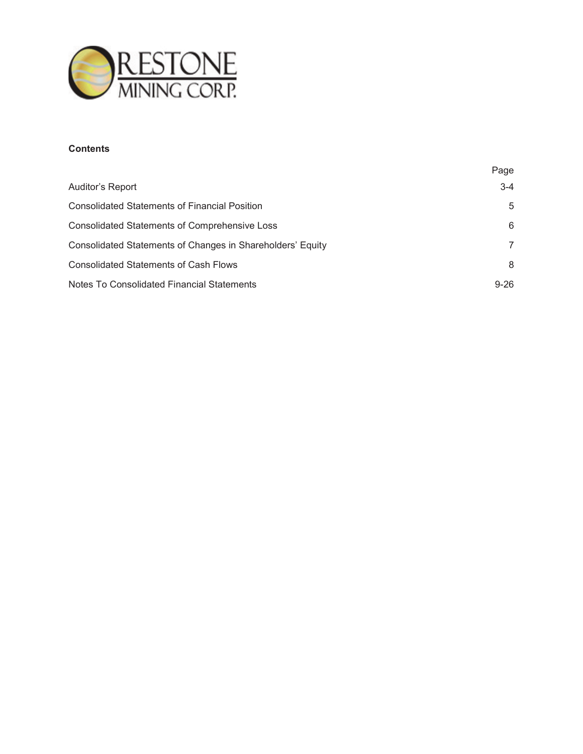**Contents**

| | Page |
|---|---|
| Auditor's Report | 3-4 |
| Consolidated Statements of Financial Position | 5 |
| Consolidated Statements of Comprehensive Loss | 6 |
| Consolidated Statements of Changes in Shareholders' Equity | 7 |
| Consolidated Statements of Cash Flows | 8 |
| Notes To Consolidated Financial Statements | 9-26 |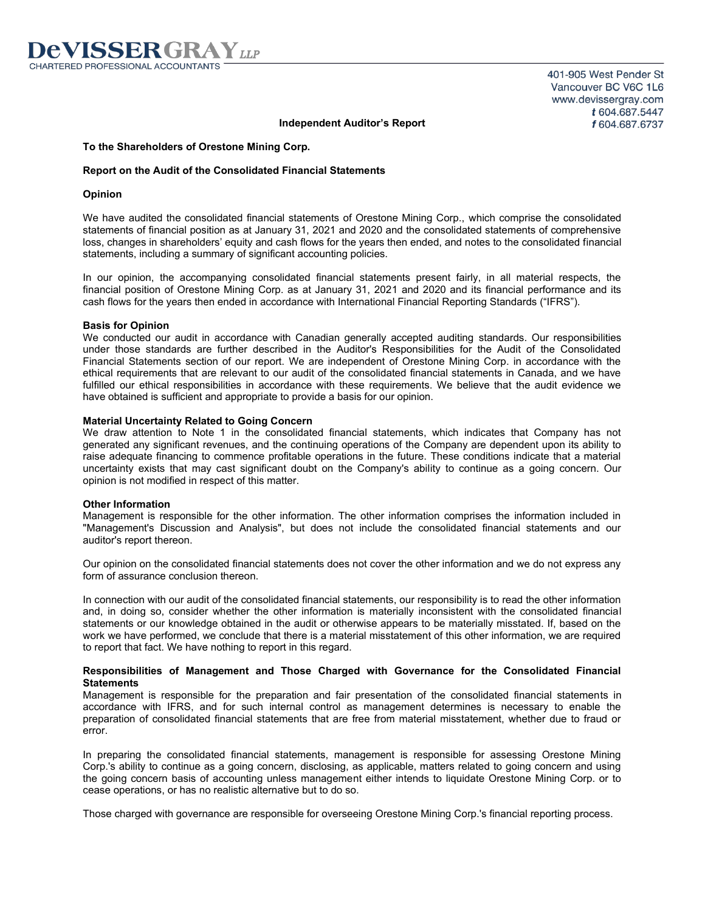**DeVISSER GRAY LLP**
CHARTERED PROFESSIONAL ACCOUNTANTS

401-905 West Pender St
Vancouver BC V6C 1L6
www.devissergray.com
t 604.687.5447
f 604.687.6737

# Independent Auditor's Report

**To the Shareholders of Orestone Mining Corp.**

## Report on the Audit of the Consolidated Financial Statements

### Opinion

We have audited the consolidated financial statements of Orestone Mining Corp., which comprise the consolidated statements of financial position as at January 31, 2021 and 2020 and the consolidated statements of comprehensive loss, changes in shareholders' equity and cash flows for the years then ended, and notes to the consolidated financial statements, including a summary of significant accounting policies.

In our opinion, the accompanying consolidated financial statements present fairly, in all material respects, the financial position of Orestone Mining Corp. as at January 31, 2021 and 2020 and its financial performance and its cash flows for the years then ended in accordance with International Financial Reporting Standards ("IFRS").

### Basis for Opinion

We conducted our audit in accordance with Canadian generally accepted auditing standards. Our responsibilities under those standards are further described in the Auditor's Responsibilities for the Audit of the Consolidated Financial Statements section of our report. We are independent of Orestone Mining Corp. in accordance with the ethical requirements that are relevant to our audit of the consolidated financial statements in Canada, and we have fulfilled our ethical responsibilities in accordance with these requirements. We believe that the audit evidence we have obtained is sufficient and appropriate to provide a basis for our opinion.

### Material Uncertainty Related to Going Concern

We draw attention to Note 1 in the consolidated financial statements, which indicates that Company has not generated any significant revenues, and the continuing operations of the Company are dependent upon its ability to raise adequate financing to commence profitable operations in the future. These conditions indicate that a material uncertainty exists that may cast significant doubt on the Company's ability to continue as a going concern. Our opinion is not modified in respect of this matter.

### Other Information

Management is responsible for the other information. The other information comprises the information included in "Management's Discussion and Analysis", but does not include the consolidated financial statements and our auditor's report thereon.

Our opinion on the consolidated financial statements does not cover the other information and we do not express any form of assurance conclusion thereon.

In connection with our audit of the consolidated financial statements, our responsibility is to read the other information and, in doing so, consider whether the other information is materially inconsistent with the consolidated financial statements or our knowledge obtained in the audit or otherwise appears to be materially misstated. If, based on the work we have performed, we conclude that there is a material misstatement of this other information, we are required to report that fact. We have nothing to report in this regard.

### Responsibilities of Management and Those Charged with Governance for the Consolidated Financial Statements

Management is responsible for the preparation and fair presentation of the consolidated financial statements in accordance with IFRS, and for such internal control as management determines is necessary to enable the preparation of consolidated financial statements that are free from material misstatement, whether due to fraud or error.

In preparing the consolidated financial statements, management is responsible for assessing Orestone Mining Corp.'s ability to continue as a going concern, disclosing, as applicable, matters related to going concern and using the going concern basis of accounting unless management either intends to liquidate Orestone Mining Corp. or to cease operations, or has no realistic alternative but to do so.

Those charged with governance are responsible for overseeing Orestone Mining Corp.'s financial reporting process.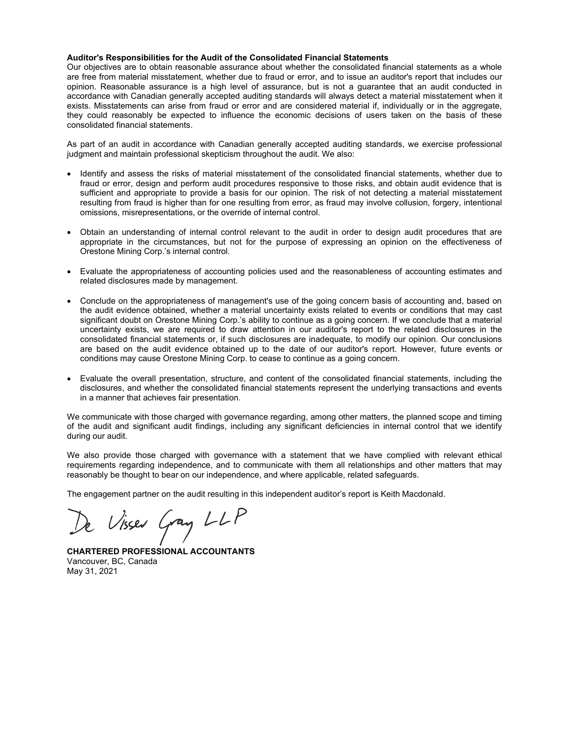**Auditor's Responsibilities for the Audit of the Consolidated Financial Statements**

Our objectives are to obtain reasonable assurance about whether the consolidated financial statements as a whole are free from material misstatement, whether due to fraud or error, and to issue an auditor's report that includes our opinion. Reasonable assurance is a high level of assurance, but is not a guarantee that an audit conducted in accordance with Canadian generally accepted auditing standards will always detect a material misstatement when it exists. Misstatements can arise from fraud or error and are considered material if, individually or in the aggregate, they could reasonably be expected to influence the economic decisions of users taken on the basis of these consolidated financial statements.

As part of an audit in accordance with Canadian generally accepted auditing standards, we exercise professional judgment and maintain professional skepticism throughout the audit. We also:

- Identify and assess the risks of material misstatement of the consolidated financial statements, whether due to fraud or error, design and perform audit procedures responsive to those risks, and obtain audit evidence that is sufficient and appropriate to provide a basis for our opinion. The risk of not detecting a material misstatement resulting from fraud is higher than for one resulting from error, as fraud may involve collusion, forgery, intentional omissions, misrepresentations, or the override of internal control.

- Obtain an understanding of internal control relevant to the audit in order to design audit procedures that are appropriate in the circumstances, but not for the purpose of expressing an opinion on the effectiveness of Orestone Mining Corp.'s internal control.

- Evaluate the appropriateness of accounting policies used and the reasonableness of accounting estimates and related disclosures made by management.

- Conclude on the appropriateness of management's use of the going concern basis of accounting and, based on the audit evidence obtained, whether a material uncertainty exists related to events or conditions that may cast significant doubt on Orestone Mining Corp.'s ability to continue as a going concern. If we conclude that a material uncertainty exists, we are required to draw attention in our auditor's report to the related disclosures in the consolidated financial statements or, if such disclosures are inadequate, to modify our opinion. Our conclusions are based on the audit evidence obtained up to the date of our auditor's report. However, future events or conditions may cause Orestone Mining Corp. to cease to continue as a going concern.

- Evaluate the overall presentation, structure, and content of the consolidated financial statements, including the disclosures, and whether the consolidated financial statements represent the underlying transactions and events in a manner that achieves fair presentation.

We communicate with those charged with governance regarding, among other matters, the planned scope and timing of the audit and significant audit findings, including any significant deficiencies in internal control that we identify during our audit.

We also provide those charged with governance with a statement that we have complied with relevant ethical requirements regarding independence, and to communicate with them all relationships and other matters that may reasonably be thought to bear on our independence, and where applicable, related safeguards.

The engagement partner on the audit resulting in this independent auditor's report is Keith Macdonald.

De Visser Gray LLP

**CHARTERED PROFESSIONAL ACCOUNTANTS**
Vancouver, BC, Canada
May 31, 2021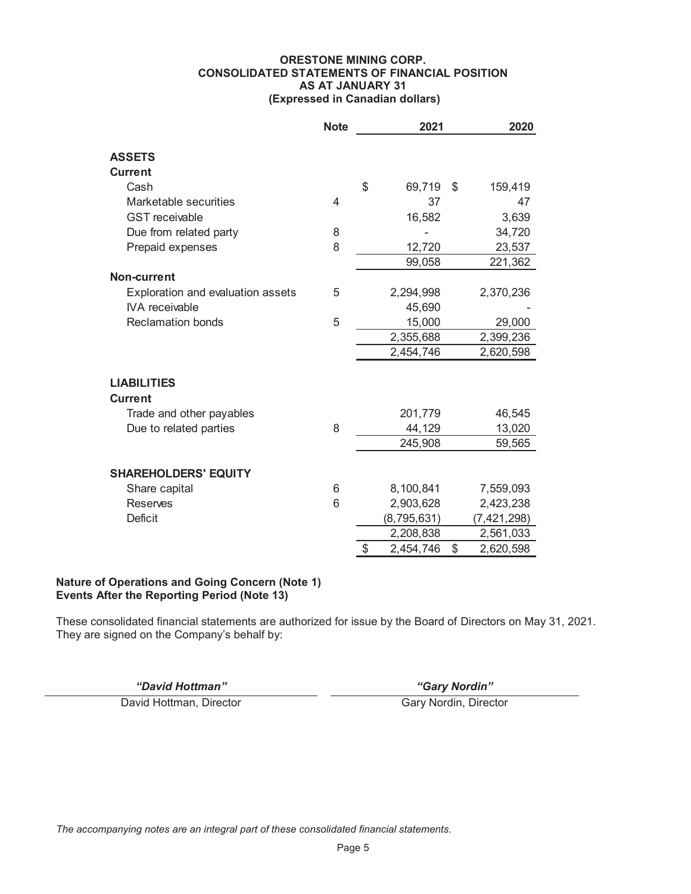# ORESTONE MINING CORP.
## CONSOLIDATED STATEMENTS OF FINANCIAL POSITION
### AS AT JANUARY 31
### (Expressed in Canadian dollars)

| | Note | 2021 | 2020 |
|---|---|---|---|
| **ASSETS** | | | |
| **Current** | | | |
| Cash | | $ 69,719 | $ 159,419 |
| Marketable securities | 4 | 37 | 47 |
| GST receivable | | 16,582 | 3,639 |
| Due from related party | 8 | - | 34,720 |
| Prepaid expenses | 8 | 12,720 | 23,537 |
| | | 99,058 | 221,362 |
| **Non-current** | | | |
| Exploration and evaluation assets | 5 | 2,294,998 | 2,370,236 |
| IVA receivable | | 45,690 | - |
| Reclamation bonds | 5 | 15,000 | 29,000 |
| | | 2,355,688 | 2,399,236 |
| | | 2,454,746 | 2,620,598 |
| **LIABILITIES** | | | |
| **Current** | | | |
| Trade and other payables | | 201,779 | 46,545 |
| Due to related parties | 8 | 44,129 | 13,020 |
| | | 245,908 | 59,565 |
| **SHAREHOLDERS' EQUITY** | | | |
| Share capital | 6 | 8,100,841 | 7,559,093 |
| Reserves | 6 | 2,903,628 | 2,423,238 |
| Deficit | | (8,795,631) | (7,421,298) |
| | | 2,208,838 | 2,561,033 |
| | | $ 2,454,746 | $ 2,620,598 |

**Nature of Operations and Going Concern (Note 1)**
**Events After the Reporting Period (Note 13)**

These consolidated financial statements are authorized for issue by the Board of Directors on May 31, 2021. They are signed on the Company's behalf by:

| *"David Hottman"* | *"Gary Nordin"* |
|---|---|
| David Hottman, Director | Gary Nordin, Director |

*The accompanying notes are an integral part of these consolidated financial statements.*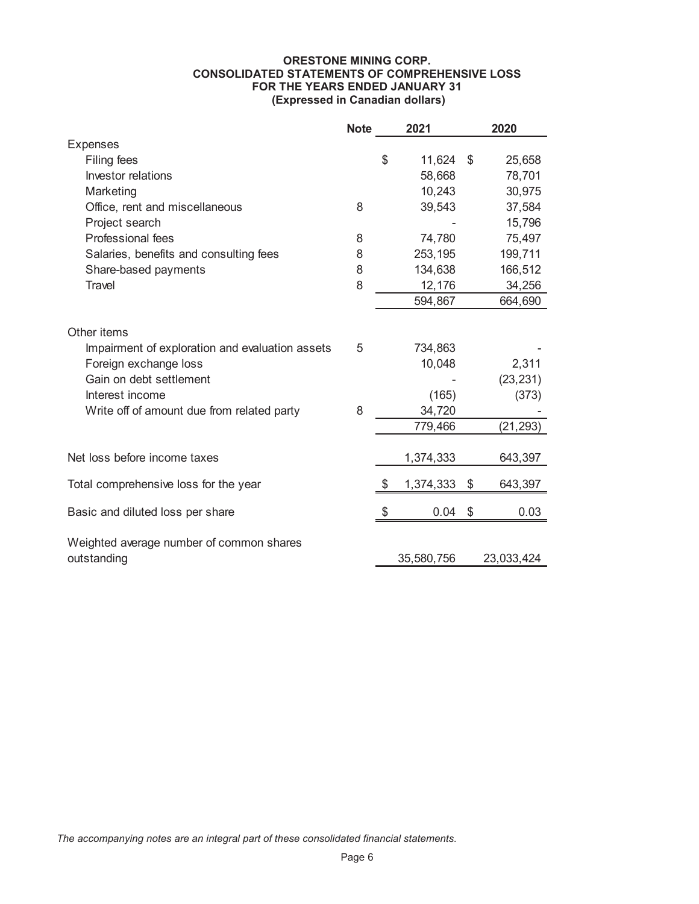# ORESTONE MINING CORP.
## CONSOLIDATED STATEMENTS OF COMPREHENSIVE LOSS
### FOR THE YEARS ENDED JANUARY 31
### (Expressed in Canadian dollars)

| | Note | 2021 | 2020 |
|---|---|---|---|
| **Expenses** | | | |
| Filing fees | | $ 11,624 | $ 25,658 |
| Investor relations | | 58,668 | 78,701 |
| Marketing | | 10,243 | 30,975 |
| Office, rent and miscellaneous | 8 | 39,543 | 37,584 |
| Project search | | - | 15,796 |
| Professional fees | 8 | 74,780 | 75,497 |
| Salaries, benefits and consulting fees | 8 | 253,195 | 199,711 |
| Share-based payments | 8 | 134,638 | 166,512 |
| Travel | 8 | 12,176 | 34,256 |
| | | 594,867 | 664,690 |
| **Other items** | | | |
| Impairment of exploration and evaluation assets | 5 | 734,863 | - |
| Foreign exchange loss | | 10,048 | 2,311 |
| Gain on debt settlement | | - | (23,231) |
| Interest income | | (165) | (373) |
| Write off of amount due from related party | 8 | 34,720 | - |
| | | 779,466 | (21,293) |
| Net loss before income taxes | | 1,374,333 | 643,397 |
| Total comprehensive loss for the year | | $ 1,374,333 | $ 643,397 |
| Basic and diluted loss per share | | $ 0.04 | $ 0.03 |
| Weighted average number of common shares outstanding | | 35,580,756 | 23,033,424 |

*The accompanying notes are an integral part of these consolidated financial statements.*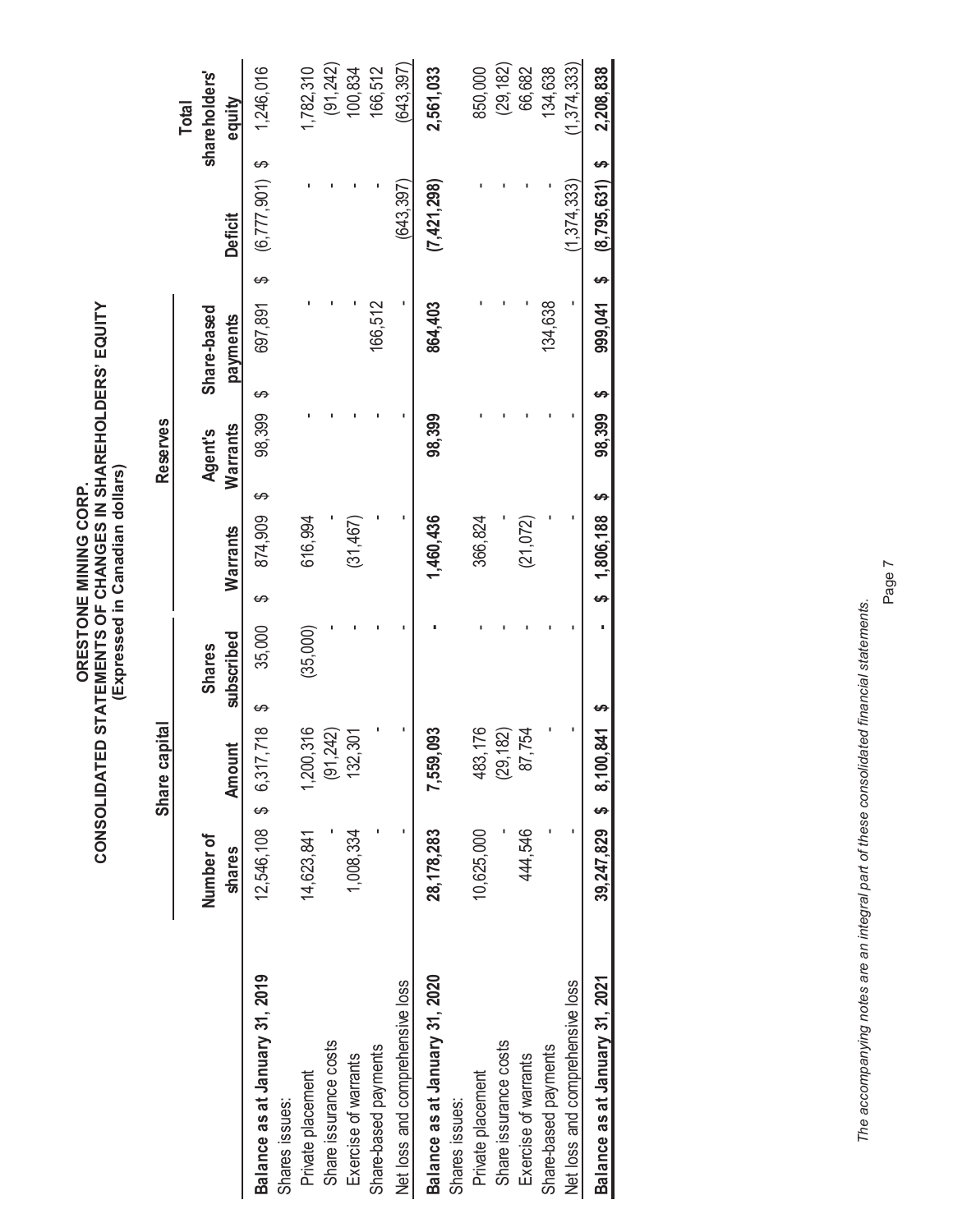# ORESTONE MINING CORP.
## CONSOLIDATED STATEMENTS OF CHANGES IN SHAREHOLDERS' EQUITY
### (Expressed in Canadian dollars)

| | Share capital | | | Reserves | | | | |
|---|---|---|---|---|---|---|---|---|
| | Number of shares | Amount | Shares subscribed | Warrants | Agent's Warrants | Share-based payments | Deficit | Total shareholders' equity |
| **Balance as at January 31, 2019** | 12,546,108 | $ 6,317,718 | $ 35,000 | $ 874,909 | $ 98,399 | $ 697,891 | $ (6,777,901) | $ 1,246,016 |
| Shares issues: | | | | | | | | |
| Private placement | 14,623,841 | 1,200,316 | (35,000) | 616,994 | - | - | - | 1,782,310 |
| Share issurance costs | - | (91,242) | - | - | - | - | - | (91,242) |
| Exercise of warrants | 1,008,334 | 132,301 | - | (31,467) | - | - | - | 100,834 |
| Share-based payments | - | - | - | - | - | 166,512 | - | 166,512 |
| Net loss and comprehensive loss | - | - | - | - | - | - | (643,397) | (643,397) |
| **Balance as at January 31, 2020** | **28,178,283** | **7,559,093** | **-** | **1,460,436** | **98,399** | **864,403** | **(7,421,298)** | **2,561,033** |
| Shares issues: | | | | | | | | |
| Private placement | 10,625,000 | 483,176 | - | 366,824 | - | - | - | 850,000 |
| Share issurance costs | - | (29,182) | - | - | - | - | - | (29,182) |
| Exercise of warrants | 444,546 | 87,754 | - | (21,072) | - | - | - | 66,682 |
| Share-based payments | - | - | - | - | - | 134,638 | - | 134,638 |
| Net loss and comprehensive loss | - | - | - | - | - | - | (1,374,333) | (1,374,333) |
| **Balance as at January 31, 2021** | **39,247,829** | **$ 8,100,841** | **$ -** | **$ 1,806,188** | **$ 98,399** | **$ 999,041** | **$ (8,795,631)** | **$ 2,208,838** |

*The accompanying notes are an integral part of these consolidated financial statements.*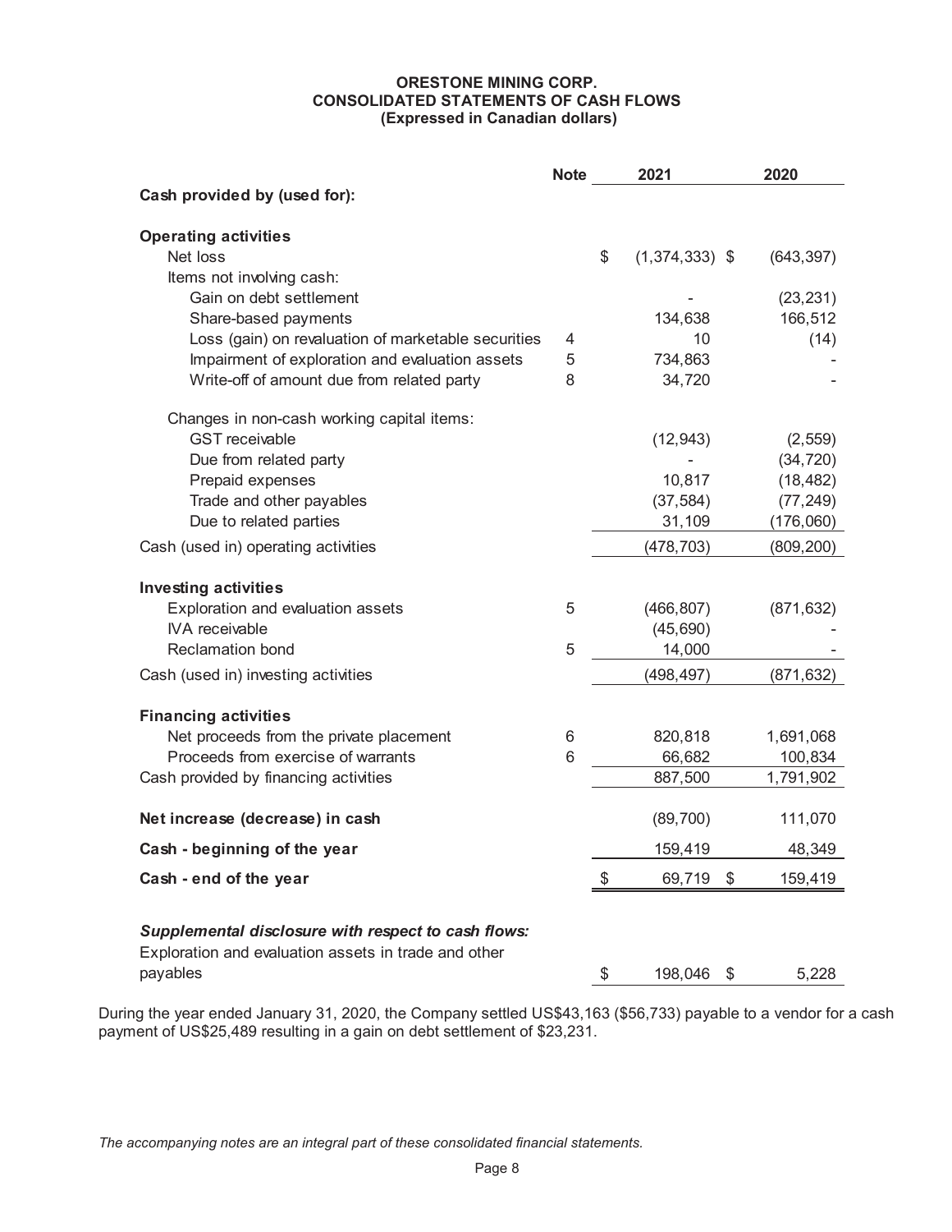**ORESTONE MINING CORP.**
**CONSOLIDATED STATEMENTS OF CASH FLOWS**
**(Expressed in Canadian dollars)**

| | Note | 2021 | 2020 |
|---|---|---|---|
| **Cash provided by (used for):** | | | |
| **Operating activities** | | | |
| Net loss | | $ (1,374,333) | $ (643,397) |
| Items not involving cash: | | | |
| Gain on debt settlement | | - | (23,231) |
| Share-based payments | | 134,638 | 166,512 |
| Loss (gain) on revaluation of marketable securities | 4 | 10 | (14) |
| Impairment of exploration and evaluation assets | 5 | 734,863 | - |
| Write-off of amount due from related party | 8 | 34,720 | - |
| Changes in non-cash working capital items: | | | |
| GST receivable | | (12,943) | (2,559) |
| Due from related party | | - | (34,720) |
| Prepaid expenses | | 10,817 | (18,482) |
| Trade and other payables | | (37,584) | (77,249) |
| Due to related parties | | 31,109 | (176,060) |
| Cash (used in) operating activities | | (478,703) | (809,200) |
| **Investing activities** | | | |
| Exploration and evaluation assets | 5 | (466,807) | (871,632) |
| IVA receivable | | (45,690) | - |
| Reclamation bond | 5 | 14,000 | - |
| Cash (used in) investing activities | | (498,497) | (871,632) |
| **Financing activities** | | | |
| Net proceeds from the private placement | 6 | 820,818 | 1,691,068 |
| Proceeds from exercise of warrants | 6 | 66,682 | 100,834 |
| Cash provided by financing activities | | 887,500 | 1,791,902 |
| **Net increase (decrease) in cash** | | (89,700) | 111,070 |
| **Cash - beginning of the year** | | 159,419 | 48,349 |
| **Cash - end of the year** | | $ 69,719 | $ 159,419 |
| ***Supplemental disclosure with respect to cash flows:*** | | | |
| Exploration and evaluation assets in trade and other payables | | $ 198,046 | $ 5,228 |

During the year ended January 31, 2020, the Company settled US$43,163 ($56,733) payable to a vendor for a cash payment of US$25,489 resulting in a gain on debt settlement of $23,231.

*The accompanying notes are an integral part of these consolidated financial statements.*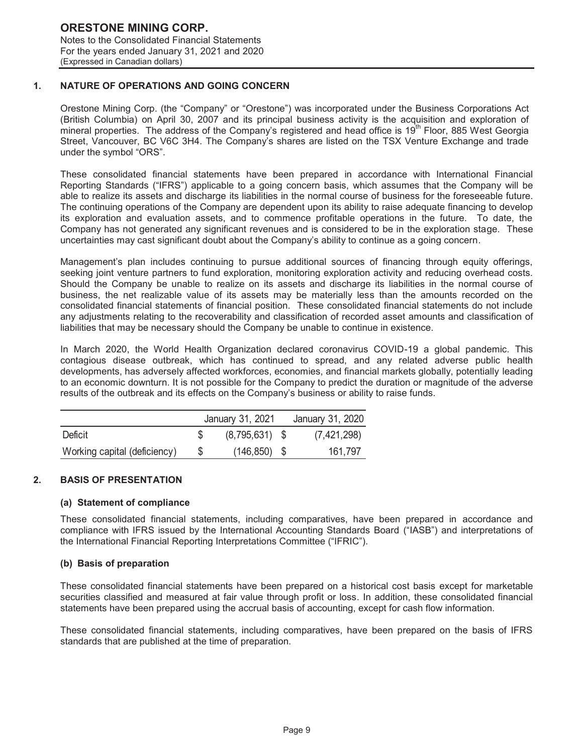## 1. NATURE OF OPERATIONS AND GOING CONCERN

Orestone Mining Corp. (the "Company" or "Orestone") was incorporated under the Business Corporations Act (British Columbia) on April 30, 2007 and its principal business activity is the acquisition and exploration of mineral properties. The address of the Company's registered and head office is 19th Floor, 885 West Georgia Street, Vancouver, BC V6C 3H4. The Company's shares are listed on the TSX Venture Exchange and trade under the symbol "ORS".

These consolidated financial statements have been prepared in accordance with International Financial Reporting Standards ("IFRS") applicable to a going concern basis, which assumes that the Company will be able to realize its assets and discharge its liabilities in the normal course of business for the foreseeable future. The continuing operations of the Company are dependent upon its ability to raise adequate financing to develop its exploration and evaluation assets, and to commence profitable operations in the future. To date, the Company has not generated any significant revenues and is considered to be in the exploration stage. These uncertainties may cast significant doubt about the Company's ability to continue as a going concern.

Management's plan includes continuing to pursue additional sources of financing through equity offerings, seeking joint venture partners to fund exploration, monitoring exploration activity and reducing overhead costs. Should the Company be unable to realize on its assets and discharge its liabilities in the normal course of business, the net realizable value of its assets may be materially less than the amounts recorded on the consolidated financial statements of financial position. These consolidated financial statements do not include any adjustments relating to the recoverability and classification of recorded asset amounts and classification of liabilities that may be necessary should the Company be unable to continue in existence.

In March 2020, the World Health Organization declared coronavirus COVID-19 a global pandemic. This contagious disease outbreak, which has continued to spread, and any related adverse public health developments, has adversely affected workforces, economies, and financial markets globally, potentially leading to an economic downturn. It is not possible for the Company to predict the duration or magnitude of the adverse results of the outbreak and its effects on the Company's business or ability to raise funds.

| | January 31, 2021 | January 31, 2020 |
|---|---|---|
| Deficit | $ (8,795,631) | $ (7,421,298) |
| Working capital (deficiency) | $ (146,850) | $ 161,797 |

## 2. BASIS OF PRESENTATION

### (a) Statement of compliance

These consolidated financial statements, including comparatives, have been prepared in accordance and compliance with IFRS issued by the International Accounting Standards Board ("IASB") and interpretations of the International Financial Reporting Interpretations Committee ("IFRIC").

### (b) Basis of preparation

These consolidated financial statements have been prepared on a historical cost basis except for marketable securities classified and measured at fair value through profit or loss. In addition, these consolidated financial statements have been prepared using the accrual basis of accounting, except for cash flow information.

These consolidated financial statements, including comparatives, have been prepared on the basis of IFRS standards that are published at the time of preparation.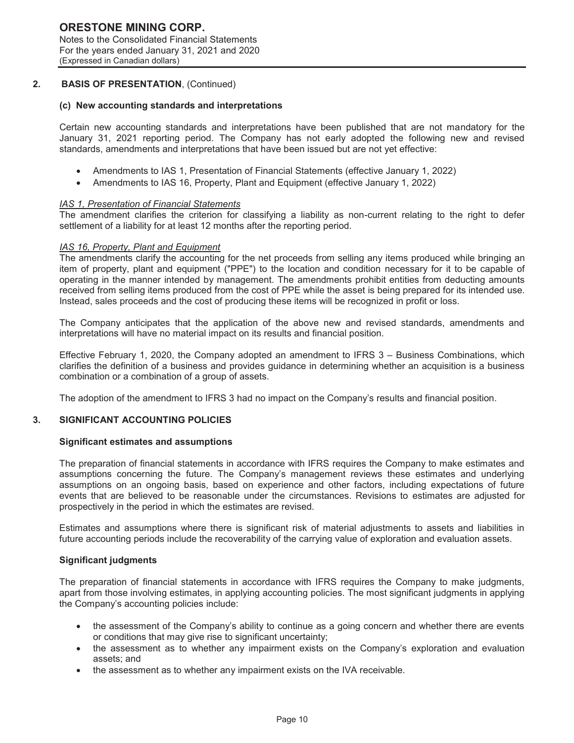## 2. BASIS OF PRESENTATION, (Continued)

### (c) New accounting standards and interpretations

Certain new accounting standards and interpretations have been published that are not mandatory for the January 31, 2021 reporting period. The Company has not early adopted the following new and revised standards, amendments and interpretations that have been issued but are not yet effective:

- Amendments to IAS 1, Presentation of Financial Statements (effective January 1, 2022)
- Amendments to IAS 16, Property, Plant and Equipment (effective January 1, 2022)

*IAS 1, Presentation of Financial Statements*
The amendment clarifies the criterion for classifying a liability as non-current relating to the right to defer settlement of a liability for at least 12 months after the reporting period.

*IAS 16, Property, Plant and Equipment*
The amendments clarify the accounting for the net proceeds from selling any items produced while bringing an item of property, plant and equipment ("PPE") to the location and condition necessary for it to be capable of operating in the manner intended by management. The amendments prohibit entities from deducting amounts received from selling items produced from the cost of PPE while the asset is being prepared for its intended use. Instead, sales proceeds and the cost of producing these items will be recognized in profit or loss.

The Company anticipates that the application of the above new and revised standards, amendments and interpretations will have no material impact on its results and financial position.

Effective February 1, 2020, the Company adopted an amendment to IFRS 3 – Business Combinations, which clarifies the definition of a business and provides guidance in determining whether an acquisition is a business combination or a combination of a group of assets.

The adoption of the amendment to IFRS 3 had no impact on the Company's results and financial position.

## 3. SIGNIFICANT ACCOUNTING POLICIES

### Significant estimates and assumptions

The preparation of financial statements in accordance with IFRS requires the Company to make estimates and assumptions concerning the future. The Company's management reviews these estimates and underlying assumptions on an ongoing basis, based on experience and other factors, including expectations of future events that are believed to be reasonable under the circumstances. Revisions to estimates are adjusted for prospectively in the period in which the estimates are revised.

Estimates and assumptions where there is significant risk of material adjustments to assets and liabilities in future accounting periods include the recoverability of the carrying value of exploration and evaluation assets.

### Significant judgments

The preparation of financial statements in accordance with IFRS requires the Company to make judgments, apart from those involving estimates, in applying accounting policies. The most significant judgments in applying the Company's accounting policies include:

- the assessment of the Company's ability to continue as a going concern and whether there are events or conditions that may give rise to significant uncertainty;
- the assessment as to whether any impairment exists on the Company's exploration and evaluation assets; and
- the assessment as to whether any impairment exists on the IVA receivable.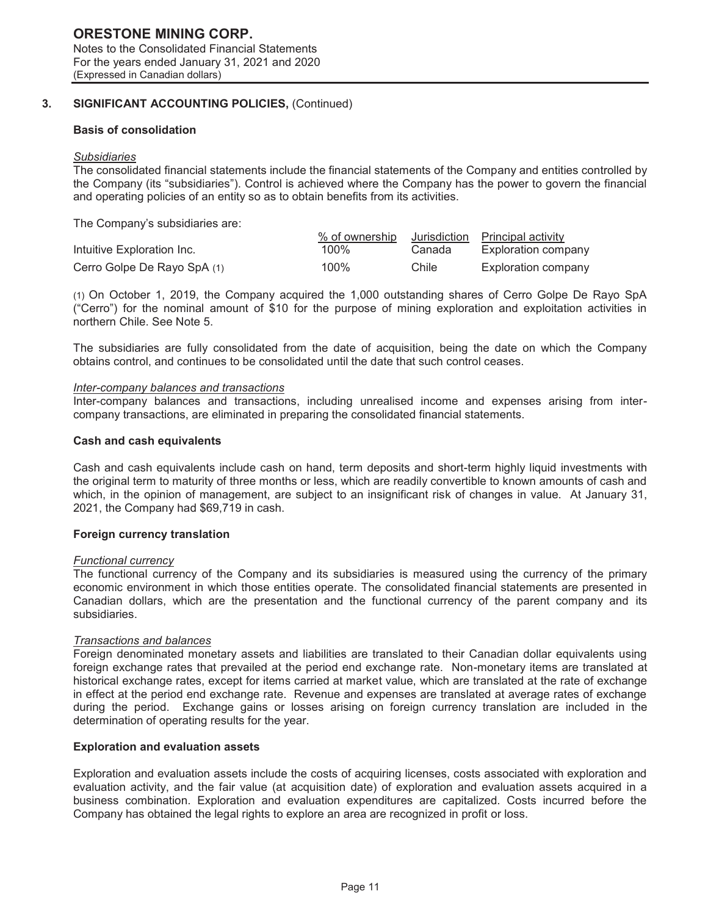## 3. SIGNIFICANT ACCOUNTING POLICIES, (Continued)

### Basis of consolidation

*Subsidiaries*

The consolidated financial statements include the financial statements of the Company and entities controlled by the Company (its "subsidiaries"). Control is achieved where the Company has the power to govern the financial and operating policies of an entity so as to obtain benefits from its activities.

The Company's subsidiaries are:

| | % of ownership | Jurisdiction | Principal activity |
|---|---|---|---|
| Intuitive Exploration Inc. | 100% | Canada | Exploration company |
| Cerro Golpe De Rayo SpA (1) | 100% | Chile | Exploration company |

(1) On October 1, 2019, the Company acquired the 1,000 outstanding shares of Cerro Golpe De Rayo SpA ("Cerro") for the nominal amount of $10 for the purpose of mining exploration and exploitation activities in northern Chile. See Note 5.

The subsidiaries are fully consolidated from the date of acquisition, being the date on which the Company obtains control, and continues to be consolidated until the date that such control ceases.

*Inter-company balances and transactions*

Inter-company balances and transactions, including unrealised income and expenses arising from inter-company transactions, are eliminated in preparing the consolidated financial statements.

### Cash and cash equivalents

Cash and cash equivalents include cash on hand, term deposits and short-term highly liquid investments with the original term to maturity of three months or less, which are readily convertible to known amounts of cash and which, in the opinion of management, are subject to an insignificant risk of changes in value. At January 31, 2021, the Company had $69,719 in cash.

### Foreign currency translation

*Functional currency*

The functional currency of the Company and its subsidiaries is measured using the currency of the primary economic environment in which those entities operate. The consolidated financial statements are presented in Canadian dollars, which are the presentation and the functional currency of the parent company and its subsidiaries.

*Transactions and balances*

Foreign denominated monetary assets and liabilities are translated to their Canadian dollar equivalents using foreign exchange rates that prevailed at the period end exchange rate. Non-monetary items are translated at historical exchange rates, except for items carried at market value, which are translated at the rate of exchange in effect at the period end exchange rate. Revenue and expenses are translated at average rates of exchange during the period. Exchange gains or losses arising on foreign currency translation are included in the determination of operating results for the year.

### Exploration and evaluation assets

Exploration and evaluation assets include the costs of acquiring licenses, costs associated with exploration and evaluation activity, and the fair value (at acquisition date) of exploration and evaluation assets acquired in a business combination. Exploration and evaluation expenditures are capitalized. Costs incurred before the Company has obtained the legal rights to explore an area are recognized in profit or loss.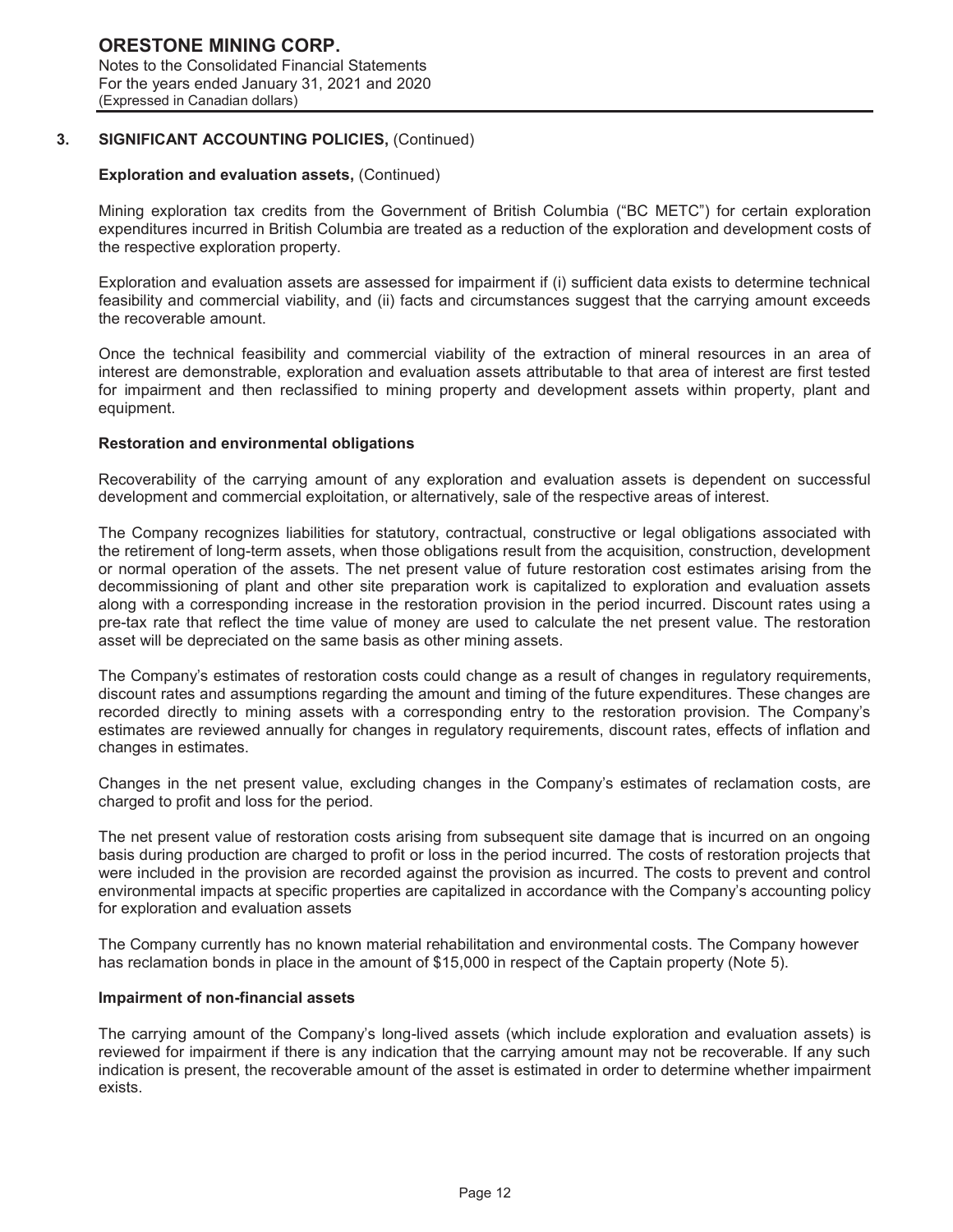## 3. SIGNIFICANT ACCOUNTING POLICIES, (Continued)

**Exploration and evaluation assets,** (Continued)

Mining exploration tax credits from the Government of British Columbia ("BC METC") for certain exploration expenditures incurred in British Columbia are treated as a reduction of the exploration and development costs of the respective exploration property.

Exploration and evaluation assets are assessed for impairment if (i) sufficient data exists to determine technical feasibility and commercial viability, and (ii) facts and circumstances suggest that the carrying amount exceeds the recoverable amount.

Once the technical feasibility and commercial viability of the extraction of mineral resources in an area of interest are demonstrable, exploration and evaluation assets attributable to that area of interest are first tested for impairment and then reclassified to mining property and development assets within property, plant and equipment.

**Restoration and environmental obligations**

Recoverability of the carrying amount of any exploration and evaluation assets is dependent on successful development and commercial exploitation, or alternatively, sale of the respective areas of interest.

The Company recognizes liabilities for statutory, contractual, constructive or legal obligations associated with the retirement of long-term assets, when those obligations result from the acquisition, construction, development or normal operation of the assets. The net present value of future restoration cost estimates arising from the decommissioning of plant and other site preparation work is capitalized to exploration and evaluation assets along with a corresponding increase in the restoration provision in the period incurred. Discount rates using a pre-tax rate that reflect the time value of money are used to calculate the net present value. The restoration asset will be depreciated on the same basis as other mining assets.

The Company's estimates of restoration costs could change as a result of changes in regulatory requirements, discount rates and assumptions regarding the amount and timing of the future expenditures. These changes are recorded directly to mining assets with a corresponding entry to the restoration provision. The Company's estimates are reviewed annually for changes in regulatory requirements, discount rates, effects of inflation and changes in estimates.

Changes in the net present value, excluding changes in the Company's estimates of reclamation costs, are charged to profit and loss for the period.

The net present value of restoration costs arising from subsequent site damage that is incurred on an ongoing basis during production are charged to profit or loss in the period incurred. The costs of restoration projects that were included in the provision are recorded against the provision as incurred. The costs to prevent and control environmental impacts at specific properties are capitalized in accordance with the Company's accounting policy for exploration and evaluation assets

The Company currently has no known material rehabilitation and environmental costs. The Company however has reclamation bonds in place in the amount of $15,000 in respect of the Captain property (Note 5).

**Impairment of non-financial assets**

The carrying amount of the Company's long-lived assets (which include exploration and evaluation assets) is reviewed for impairment if there is any indication that the carrying amount may not be recoverable. If any such indication is present, the recoverable amount of the asset is estimated in order to determine whether impairment exists.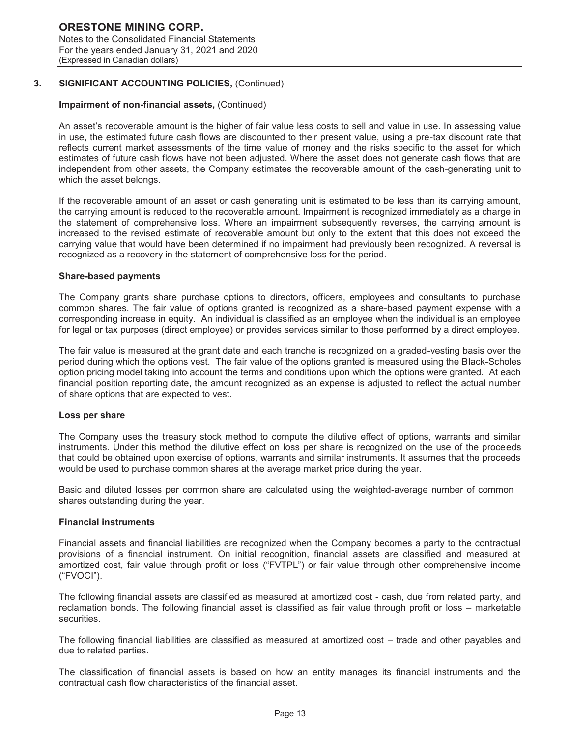## 3. SIGNIFICANT ACCOUNTING POLICIES, (Continued)

### Impairment of non-financial assets, (Continued)

An asset's recoverable amount is the higher of fair value less costs to sell and value in use. In assessing value in use, the estimated future cash flows are discounted to their present value, using a pre-tax discount rate that reflects current market assessments of the time value of money and the risks specific to the asset for which estimates of future cash flows have not been adjusted. Where the asset does not generate cash flows that are independent from other assets, the Company estimates the recoverable amount of the cash-generating unit to which the asset belongs.

If the recoverable amount of an asset or cash generating unit is estimated to be less than its carrying amount, the carrying amount is reduced to the recoverable amount. Impairment is recognized immediately as a charge in the statement of comprehensive loss. Where an impairment subsequently reverses, the carrying amount is increased to the revised estimate of recoverable amount but only to the extent that this does not exceed the carrying value that would have been determined if no impairment had previously been recognized. A reversal is recognized as a recovery in the statement of comprehensive loss for the period.

### Share-based payments

The Company grants share purchase options to directors, officers, employees and consultants to purchase common shares. The fair value of options granted is recognized as a share-based payment expense with a corresponding increase in equity. An individual is classified as an employee when the individual is an employee for legal or tax purposes (direct employee) or provides services similar to those performed by a direct employee.

The fair value is measured at the grant date and each tranche is recognized on a graded-vesting basis over the period during which the options vest. The fair value of the options granted is measured using the Black-Scholes option pricing model taking into account the terms and conditions upon which the options were granted. At each financial position reporting date, the amount recognized as an expense is adjusted to reflect the actual number of share options that are expected to vest.

### Loss per share

The Company uses the treasury stock method to compute the dilutive effect of options, warrants and similar instruments. Under this method the dilutive effect on loss per share is recognized on the use of the proceeds that could be obtained upon exercise of options, warrants and similar instruments. It assumes that the proceeds would be used to purchase common shares at the average market price during the year.

Basic and diluted losses per common share are calculated using the weighted-average number of common shares outstanding during the year.

### Financial instruments

Financial assets and financial liabilities are recognized when the Company becomes a party to the contractual provisions of a financial instrument. On initial recognition, financial assets are classified and measured at amortized cost, fair value through profit or loss ("FVTPL") or fair value through other comprehensive income ("FVOCI").

The following financial assets are classified as measured at amortized cost - cash, due from related party, and reclamation bonds. The following financial asset is classified as fair value through profit or loss – marketable securities.

The following financial liabilities are classified as measured at amortized cost – trade and other payables and due to related parties.

The classification of financial assets is based on how an entity manages its financial instruments and the contractual cash flow characteristics of the financial asset.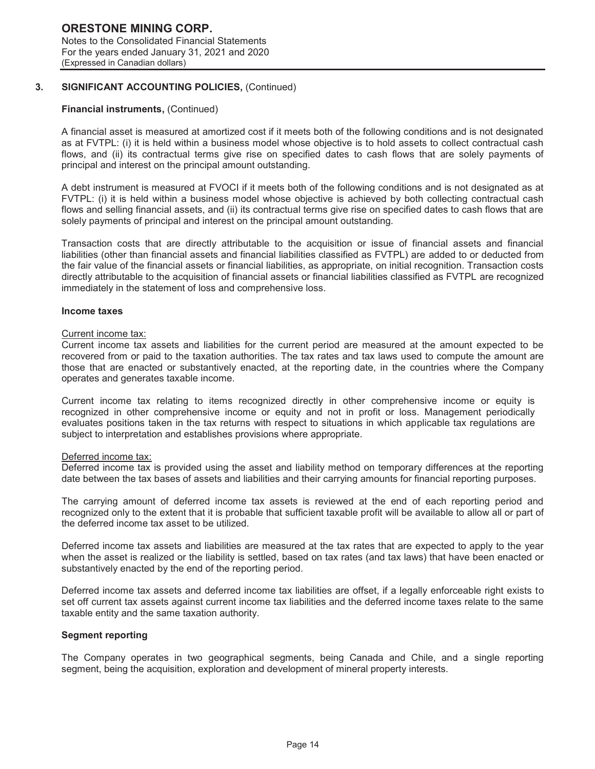## 3. SIGNIFICANT ACCOUNTING POLICIES, (Continued)

**Financial instruments,** (Continued)

A financial asset is measured at amortized cost if it meets both of the following conditions and is not designated as at FVTPL: (i) it is held within a business model whose objective is to hold assets to collect contractual cash flows, and (ii) its contractual terms give rise on specified dates to cash flows that are solely payments of principal and interest on the principal amount outstanding.

A debt instrument is measured at FVOCI if it meets both of the following conditions and is not designated as at FVTPL: (i) it is held within a business model whose objective is achieved by both collecting contractual cash flows and selling financial assets, and (ii) its contractual terms give rise on specified dates to cash flows that are solely payments of principal and interest on the principal amount outstanding.

Transaction costs that are directly attributable to the acquisition or issue of financial assets and financial liabilities (other than financial assets and financial liabilities classified as FVTPL) are added to or deducted from the fair value of the financial assets or financial liabilities, as appropriate, on initial recognition. Transaction costs directly attributable to the acquisition of financial assets or financial liabilities classified as FVTPL are recognized immediately in the statement of loss and comprehensive loss.

### Income taxes

Current income tax:

Current income tax assets and liabilities for the current period are measured at the amount expected to be recovered from or paid to the taxation authorities. The tax rates and tax laws used to compute the amount are those that are enacted or substantively enacted, at the reporting date, in the countries where the Company operates and generates taxable income.

Current income tax relating to items recognized directly in other comprehensive income or equity is recognized in other comprehensive income or equity and not in profit or loss. Management periodically evaluates positions taken in the tax returns with respect to situations in which applicable tax regulations are subject to interpretation and establishes provisions where appropriate.

Deferred income tax:

Deferred income tax is provided using the asset and liability method on temporary differences at the reporting date between the tax bases of assets and liabilities and their carrying amounts for financial reporting purposes.

The carrying amount of deferred income tax assets is reviewed at the end of each reporting period and recognized only to the extent that it is probable that sufficient taxable profit will be available to allow all or part of the deferred income tax asset to be utilized.

Deferred income tax assets and liabilities are measured at the tax rates that are expected to apply to the year when the asset is realized or the liability is settled, based on tax rates (and tax laws) that have been enacted or substantively enacted by the end of the reporting period.

Deferred income tax assets and deferred income tax liabilities are offset, if a legally enforceable right exists to set off current tax assets against current income tax liabilities and the deferred income taxes relate to the same taxable entity and the same taxation authority.

### Segment reporting

The Company operates in two geographical segments, being Canada and Chile, and a single reporting segment, being the acquisition, exploration and development of mineral property interests.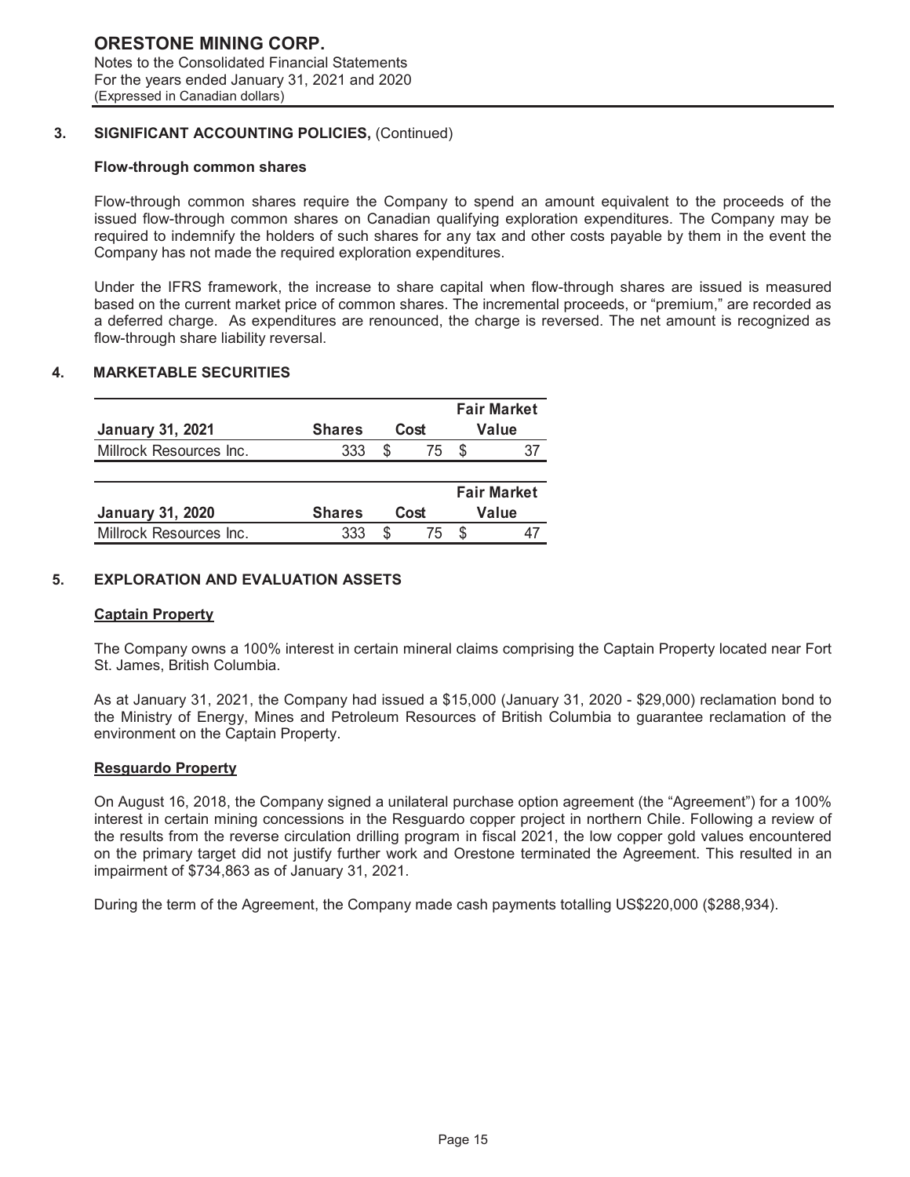**ORESTONE MINING CORP.**
Notes to the Consolidated Financial Statements
For the years ended January 31, 2021 and 2020
(Expressed in Canadian dollars)

## 3. SIGNIFICANT ACCOUNTING POLICIES, (Continued)

### Flow-through common shares

Flow-through common shares require the Company to spend an amount equivalent to the proceeds of the issued flow-through common shares on Canadian qualifying exploration expenditures. The Company may be required to indemnify the holders of such shares for any tax and other costs payable by them in the event the Company has not made the required exploration expenditures.

Under the IFRS framework, the increase to share capital when flow-through shares are issued is measured based on the current market price of common shares. The incremental proceeds, or "premium," are recorded as a deferred charge. As expenditures are renounced, the charge is reversed. The net amount is recognized as flow-through share liability reversal.

## 4. MARKETABLE SECURITIES

| January 31, 2021 | Shares | Cost | Fair Market Value |
|---|---|---|---|
| Millrock Resources Inc. | 333 | $ 75 | $ 37 |

| January 31, 2020 | Shares | Cost | Fair Market Value |
|---|---|---|---|
| Millrock Resources Inc. | 333 | $ 75 | $ 47 |

## 5. EXPLORATION AND EVALUATION ASSETS

### Captain Property

The Company owns a 100% interest in certain mineral claims comprising the Captain Property located near Fort St. James, British Columbia.

As at January 31, 2021, the Company had issued a $15,000 (January 31, 2020 - $29,000) reclamation bond to the Ministry of Energy, Mines and Petroleum Resources of British Columbia to guarantee reclamation of the environment on the Captain Property.

### Resguardo Property

On August 16, 2018, the Company signed a unilateral purchase option agreement (the "Agreement") for a 100% interest in certain mining concessions in the Resguardo copper project in northern Chile. Following a review of the results from the reverse circulation drilling program in fiscal 2021, the low copper gold values encountered on the primary target did not justify further work and Orestone terminated the Agreement. This resulted in an impairment of $734,863 as of January 31, 2021.

During the term of the Agreement, the Company made cash payments totalling US$220,000 ($288,934).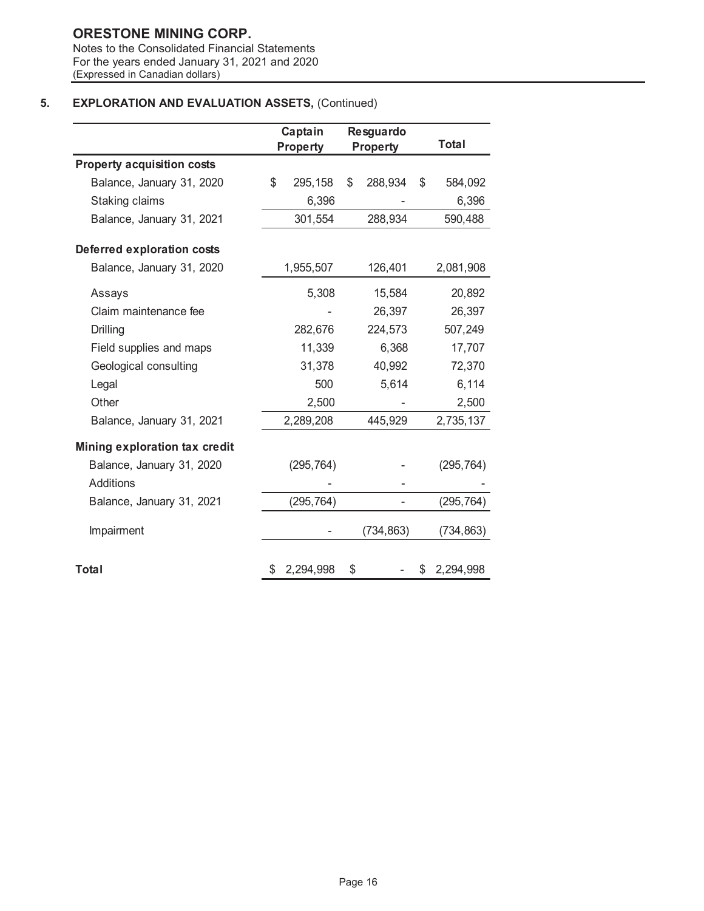**ORESTONE MINING CORP.**
Notes to the Consolidated Financial Statements
For the years ended January 31, 2021 and 2020
(Expressed in Canadian dollars)

## 5. EXPLORATION AND EVALUATION ASSETS, (Continued)

| | Captain Property | Resguardo Property | Total |
|---|---|---|---|
| **Property acquisition costs** | | | |
| Balance, January 31, 2020 | $ 295,158 | $ 288,934 | $ 584,092 |
| Staking claims | 6,396 | - | 6,396 |
| Balance, January 31, 2021 | 301,554 | 288,934 | 590,488 |
| **Deferred exploration costs** | | | |
| Balance, January 31, 2020 | 1,955,507 | 126,401 | 2,081,908 |
| Assays | 5,308 | 15,584 | 20,892 |
| Claim maintenance fee | - | 26,397 | 26,397 |
| Drilling | 282,676 | 224,573 | 507,249 |
| Field supplies and maps | 11,339 | 6,368 | 17,707 |
| Geological consulting | 31,378 | 40,992 | 72,370 |
| Legal | 500 | 5,614 | 6,114 |
| Other | 2,500 | - | 2,500 |
| Balance, January 31, 2021 | 2,289,208 | 445,929 | 2,735,137 |
| **Mining exploration tax credit** | | | |
| Balance, January 31, 2020 | (295,764) | - | (295,764) |
| Additions | - | - | - |
| Balance, January 31, 2021 | (295,764) | - | (295,764) |
| Impairment | - | (734,863) | (734,863) |
| **Total** | $ 2,294,998 | $ - | $ 2,294,998 |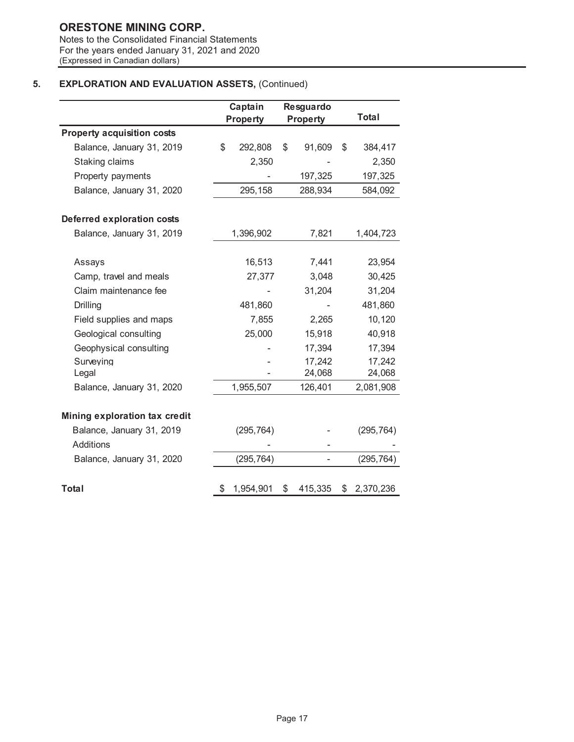**ORESTONE MINING CORP.**
Notes to the Consolidated Financial Statements
For the years ended January 31, 2021 and 2020
(Expressed in Canadian dollars)

## 5. EXPLORATION AND EVALUATION ASSETS, (Continued)

| | Captain Property | Resguardo Property | Total |
|---|---|---|---|
| **Property acquisition costs** | | | |
| Balance, January 31, 2019 | $ 292,808 | $ 91,609 | $ 384,417 |
| Staking claims | 2,350 | - | 2,350 |
| Property payments | - | 197,325 | 197,325 |
| Balance, January 31, 2020 | 295,158 | 288,934 | 584,092 |
| | | | |
| **Deferred exploration costs** | | | |
| Balance, January 31, 2019 | 1,396,902 | 7,821 | 1,404,723 |
| | | | |
| Assays | 16,513 | 7,441 | 23,954 |
| Camp, travel and meals | 27,377 | 3,048 | 30,425 |
| Claim maintenance fee | - | 31,204 | 31,204 |
| Drilling | 481,860 | - | 481,860 |
| Field supplies and maps | 7,855 | 2,265 | 10,120 |
| Geological consulting | 25,000 | 15,918 | 40,918 |
| Geophysical consulting | - | 17,394 | 17,394 |
| Surveying | - | 17,242 | 17,242 |
| Legal | - | 24,068 | 24,068 |
| Balance, January 31, 2020 | 1,955,507 | 126,401 | 2,081,908 |
| | | | |
| **Mining exploration tax credit** | | | |
| Balance, January 31, 2019 | (295,764) | - | (295,764) |
| Additions | - | - | - |
| Balance, January 31, 2020 | (295,764) | - | (295,764) |
| | | | |
| **Total** | $ 1,954,901 | $ 415,335 | $ 2,370,236 |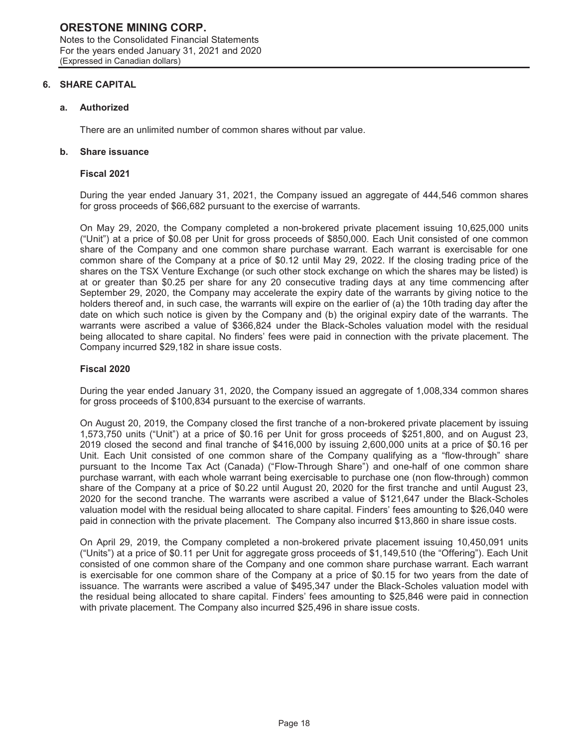## 6. SHARE CAPITAL

### a. Authorized

There are an unlimited number of common shares without par value.

### b. Share issuance

**Fiscal 2021**

During the year ended January 31, 2021, the Company issued an aggregate of 444,546 common shares for gross proceeds of $66,682 pursuant to the exercise of warrants.

On May 29, 2020, the Company completed a non-brokered private placement issuing 10,625,000 units ("Unit") at a price of $0.08 per Unit for gross proceeds of $850,000. Each Unit consisted of one common share of the Company and one common share purchase warrant. Each warrant is exercisable for one common share of the Company at a price of $0.12 until May 29, 2022. If the closing trading price of the shares on the TSX Venture Exchange (or such other stock exchange on which the shares may be listed) is at or greater than $0.25 per share for any 20 consecutive trading days at any time commencing after September 29, 2020, the Company may accelerate the expiry date of the warrants by giving notice to the holders thereof and, in such case, the warrants will expire on the earlier of (a) the 10th trading day after the date on which such notice is given by the Company and (b) the original expiry date of the warrants. The warrants were ascribed a value of $366,824 under the Black-Scholes valuation model with the residual being allocated to share capital. No finders' fees were paid in connection with the private placement. The Company incurred $29,182 in share issue costs.

**Fiscal 2020**

During the year ended January 31, 2020, the Company issued an aggregate of 1,008,334 common shares for gross proceeds of $100,834 pursuant to the exercise of warrants.

On August 20, 2019, the Company closed the first tranche of a non-brokered private placement by issuing 1,573,750 units ("Unit") at a price of $0.16 per Unit for gross proceeds of $251,800, and on August 23, 2019 closed the second and final tranche of $416,000 by issuing 2,600,000 units at a price of $0.16 per Unit. Each Unit consisted of one common share of the Company qualifying as a "flow-through" share pursuant to the Income Tax Act (Canada) ("Flow-Through Share") and one-half of one common share purchase warrant, with each whole warrant being exercisable to purchase one (non flow-through) common share of the Company at a price of $0.22 until August 20, 2020 for the first tranche and until August 23, 2020 for the second tranche. The warrants were ascribed a value of $121,647 under the Black-Scholes valuation model with the residual being allocated to share capital. Finders' fees amounting to $26,040 were paid in connection with the private placement. The Company also incurred $13,860 in share issue costs.

On April 29, 2019, the Company completed a non-brokered private placement issuing 10,450,091 units ("Units") at a price of $0.11 per Unit for aggregate gross proceeds of $1,149,510 (the "Offering"). Each Unit consisted of one common share of the Company and one common share purchase warrant. Each warrant is exercisable for one common share of the Company at a price of $0.15 for two years from the date of issuance. The warrants were ascribed a value of $495,347 under the Black-Scholes valuation model with the residual being allocated to share capital. Finders' fees amounting to $25,846 were paid in connection with private placement. The Company also incurred $25,496 in share issue costs.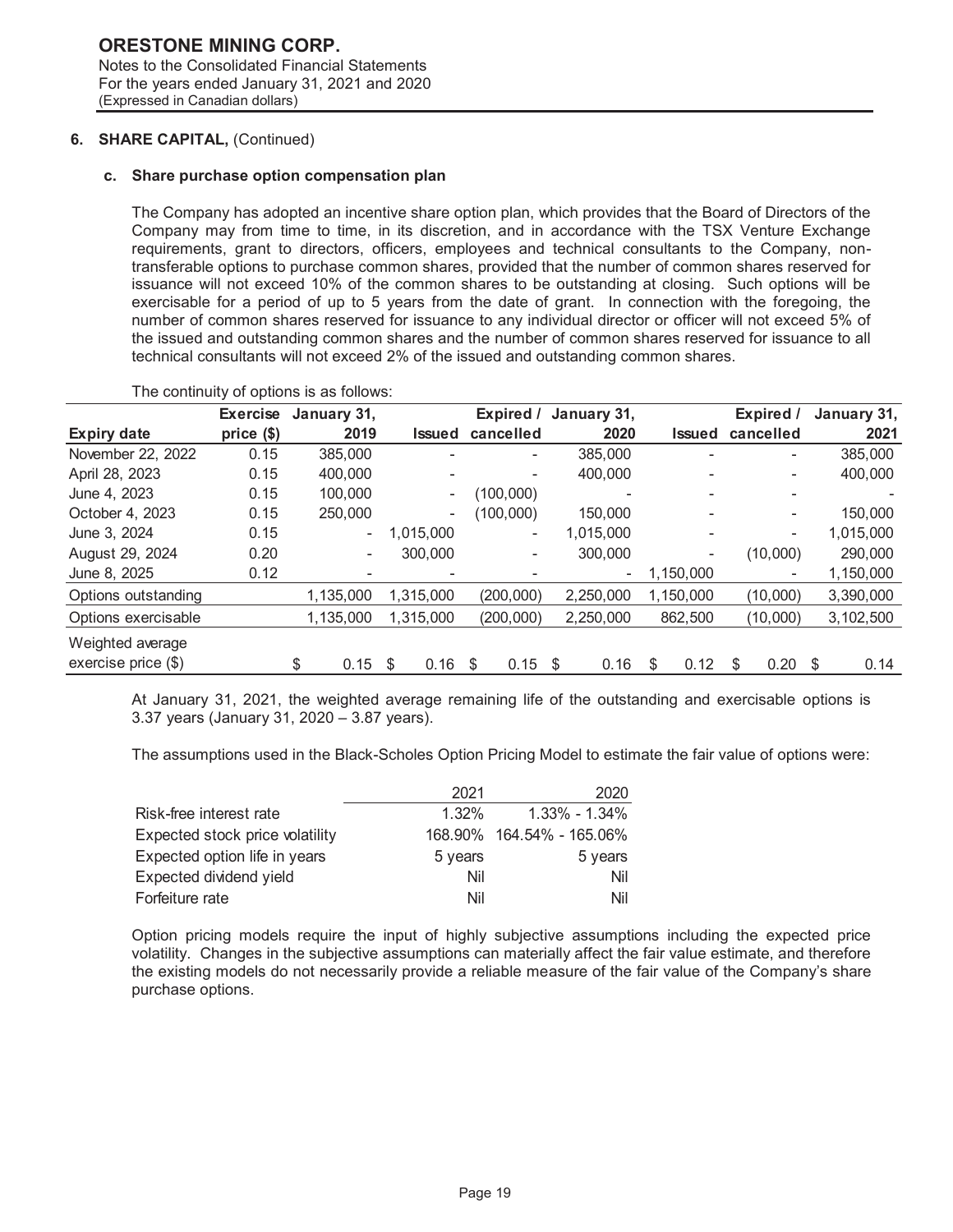**ORESTONE MINING CORP.**
Notes to the Consolidated Financial Statements
For the years ended January 31, 2021 and 2020
(Expressed in Canadian dollars)

## 6. SHARE CAPITAL, (Continued)

### c. Share purchase option compensation plan

The Company has adopted an incentive share option plan, which provides that the Board of Directors of the Company may from time to time, in its discretion, and in accordance with the TSX Venture Exchange requirements, grant to directors, officers, employees and technical consultants to the Company, non-transferable options to purchase common shares, provided that the number of common shares reserved for issuance will not exceed 10% of the common shares to be outstanding at closing. Such options will be exercisable for a period of up to 5 years from the date of grant. In connection with the foregoing, the number of common shares reserved for issuance to any individual director or officer will not exceed 5% of the issued and outstanding common shares and the number of common shares reserved for issuance to all technical consultants will not exceed 2% of the issued and outstanding common shares.

The continuity of options is as follows:

| Expiry date | Exercise price ($) | January 31, 2019 | Issued | Expired / cancelled | January 31, 2020 | Issued | Expired / cancelled | January 31, 2021 |
|---|---|---|---|---|---|---|---|---|
| November 22, 2022 | 0.15 | 385,000 | - | - | 385,000 | - | - | 385,000 |
| April 28, 2023 | 0.15 | 400,000 | - | - | 400,000 | - | - | 400,000 |
| June 4, 2023 | 0.15 | 100,000 | - | (100,000) | - | - | - | - |
| October 4, 2023 | 0.15 | 250,000 | - | (100,000) | 150,000 | - | - | 150,000 |
| June 3, 2024 | 0.15 | - | 1,015,000 | - | 1,015,000 | - | - | 1,015,000 |
| August 29, 2024 | 0.20 | - | 300,000 | - | 300,000 | - | (10,000) | 290,000 |
| June 8, 2025 | 0.12 | - | - | - | - | 1,150,000 | - | 1,150,000 |
| Options outstanding | | 1,135,000 | 1,315,000 | (200,000) | 2,250,000 | 1,150,000 | (10,000) | 3,390,000 |
| Options exercisable | | 1,135,000 | 1,315,000 | (200,000) | 2,250,000 | 862,500 | (10,000) | 3,102,500 |
| Weighted average exercise price ($) | | $ 0.15 | $ 0.16 | $ 0.15 | $ 0.16 | $ 0.12 | $ 0.20 | $ 0.14 |

At January 31, 2021, the weighted average remaining life of the outstanding and exercisable options is 3.37 years (January 31, 2020 – 3.87 years).

The assumptions used in the Black-Scholes Option Pricing Model to estimate the fair value of options were:

| | 2021 | 2020 |
|---|---|---|
| Risk-free interest rate | 1.32% | 1.33% - 1.34% |
| Expected stock price volatility | 168.90% | 164.54% - 165.06% |
| Expected option life in years | 5 years | 5 years |
| Expected dividend yield | Nil | Nil |
| Forfeiture rate | Nil | Nil |

Option pricing models require the input of highly subjective assumptions including the expected price volatility. Changes in the subjective assumptions can materially affect the fair value estimate, and therefore the existing models do not necessarily provide a reliable measure of the fair value of the Company's share purchase options.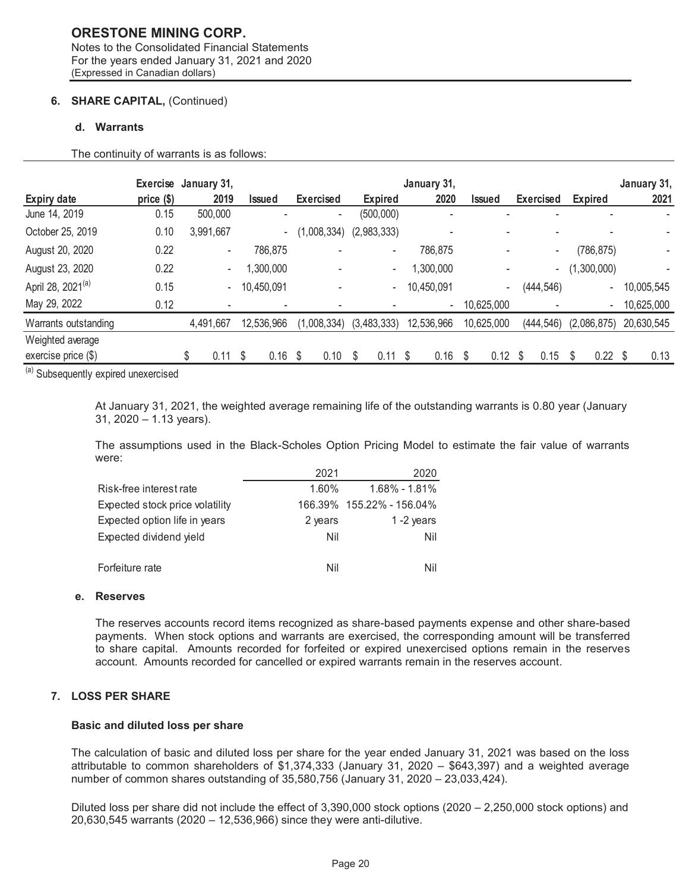**ORESTONE MINING CORP.**
Notes to the Consolidated Financial Statements
For the years ended January 31, 2021 and 2020
(Expressed in Canadian dollars)

### 6. SHARE CAPITAL, (Continued)

#### d. Warrants

The continuity of warrants is as follows:

| Expiry date | Exercise price ($) | January 31, 2019 | Issued | Exercised | Expired | January 31, 2020 | Issued | Exercised | Expired | January 31, 2021 |
|---|---|---|---|---|---|---|---|---|---|---|
| June 14, 2019 | 0.15 | 500,000 | - | - | (500,000) | - | - | - | - | - |
| October 25, 2019 | 0.10 | 3,991,667 | - | (1,008,334) | (2,983,333) | - | - | - | - | - |
| August 20, 2020 | 0.22 | - | 786,875 | - | - | 786,875 | - | - | (786,875) | - |
| August 23, 2020 | 0.22 | - | 1,300,000 | - | - | 1,300,000 | - | - | (1,300,000) | - |
| April 28, 2021[(a)] | 0.15 | - | 10,450,091 | - | - | 10,450,091 | - | (444,546) | - | 10,005,545 |
| May 29, 2022 | 0.12 | - | - | - | - | - | 10,625,000 | - | - | 10,625,000 |
| Warrants outstanding | | 4,491,667 | 12,536,966 | (1,008,334) | (3,483,333) | 12,536,966 | 10,625,000 | (444,546) | (2,086,875) | 20,630,545 |
| Weighted average exercise price ($) | | $ 0.11 | $ 0.16 | $ 0.10 | $ 0.11 | $ 0.16 | $ 0.12 | $ 0.15 | $ 0.22 | $ 0.13 |

[(a)] Subsequently expired unexercised

At January 31, 2021, the weighted average remaining life of the outstanding warrants is 0.80 year (January 31, 2020 – 1.13 years).

The assumptions used in the Black-Scholes Option Pricing Model to estimate the fair value of warrants were:

| | 2021 | 2020 |
|---|---|---|
| Risk-free interest rate | 1.60% | 1.68% - 1.81% |
| Expected stock price volatility | 166.39% | 155.22% - 156.04% |
| Expected option life in years | 2 years | 1 -2 years |
| Expected dividend yield | Nil | Nil |
| Forfeiture rate | Nil | Nil |

#### e. Reserves

The reserves accounts record items recognized as share-based payments expense and other share-based payments. When stock options and warrants are exercised, the corresponding amount will be transferred to share capital. Amounts recorded for forfeited or expired unexercised options remain in the reserves account. Amounts recorded for cancelled or expired warrants remain in the reserves account.

### 7. LOSS PER SHARE

**Basic and diluted loss per share**

The calculation of basic and diluted loss per share for the year ended January 31, 2021 was based on the loss attributable to common shareholders of $1,374,333 (January 31, 2020 – $643,397) and a weighted average number of common shares outstanding of 35,580,756 (January 31, 2020 – 23,033,424).

Diluted loss per share did not include the effect of 3,390,000 stock options (2020 – 2,250,000 stock options) and 20,630,545 warrants (2020 – 12,536,966) since they were anti-dilutive.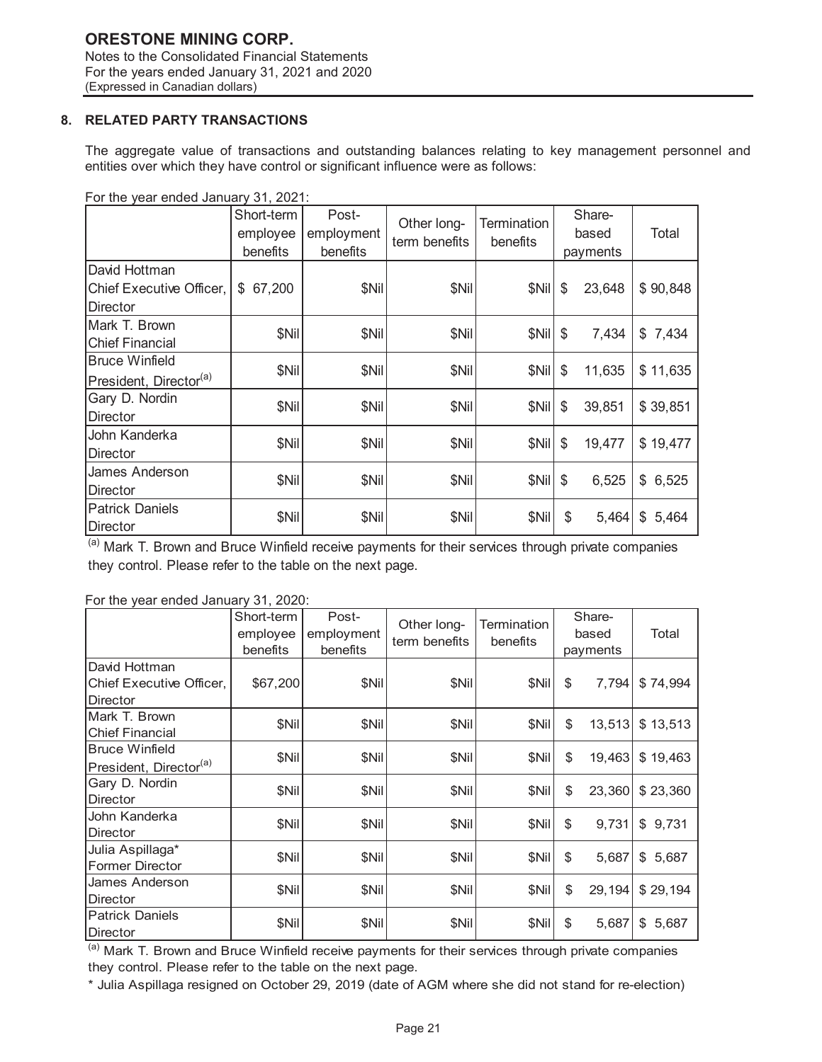## 8. RELATED PARTY TRANSACTIONS

The aggregate value of transactions and outstanding balances relating to key management personnel and entities over which they have control or significant influence were as follows:

For the year ended January 31, 2021:

| | Short-term employee benefits | Post-employment benefits | Other long-term benefits | Termination benefits | Share-based payments | Total |
|---|---|---|---|---|---|---|
| David Hottman Chief Executive Officer, Director | $ 67,200 | $Nil | $Nil | $Nil | $ 23,648 | $ 90,848 |
| Mark T. Brown Chief Financial | $Nil | $Nil | $Nil | $Nil | $ 7,434 | $ 7,434 |
| Bruce Winfield President, Director[(a)] | $Nil | $Nil | $Nil | $Nil | $ 11,635 | $ 11,635 |
| Gary D. Nordin Director | $Nil | $Nil | $Nil | $Nil | $ 39,851 | $ 39,851 |
| John Kanderka Director | $Nil | $Nil | $Nil | $Nil | $ 19,477 | $ 19,477 |
| James Anderson Director | $Nil | $Nil | $Nil | $Nil | $ 6,525 | $ 6,525 |
| Patrick Daniels Director | $Nil | $Nil | $Nil | $Nil | $ 5,464 | $ 5,464 |

[(a)] Mark T. Brown and Bruce Winfield receive payments for their services through private companies they control. Please refer to the table on the next page.

For the year ended January 31, 2020:

| | Short-term employee benefits | Post-employment benefits | Other long-term benefits | Termination benefits | Share-based payments | Total |
|---|---|---|---|---|---|---|
| David Hottman Chief Executive Officer, Director | $67,200 | $Nil | $Nil | $Nil | $ 7,794 | $ 74,994 |
| Mark T. Brown Chief Financial | $Nil | $Nil | $Nil | $Nil | $ 13,513 | $ 13,513 |
| Bruce Winfield President, Director[(a)] | $Nil | $Nil | $Nil | $Nil | $ 19,463 | $ 19,463 |
| Gary D. Nordin Director | $Nil | $Nil | $Nil | $Nil | $ 23,360 | $ 23,360 |
| John Kanderka Director | $Nil | $Nil | $Nil | $Nil | $ 9,731 | $ 9,731 |
| Julia Aspillaga* Former Director | $Nil | $Nil | $Nil | $Nil | $ 5,687 | $ 5,687 |
| James Anderson Director | $Nil | $Nil | $Nil | $Nil | $ 29,194 | $ 29,194 |
| Patrick Daniels Director | $Nil | $Nil | $Nil | $Nil | $ 5,687 | $ 5,687 |

[(a)] Mark T. Brown and Bruce Winfield receive payments for their services through private companies they control. Please refer to the table on the next page.

* Julia Aspillaga resigned on October 29, 2019 (date of AGM where she did not stand for re-election)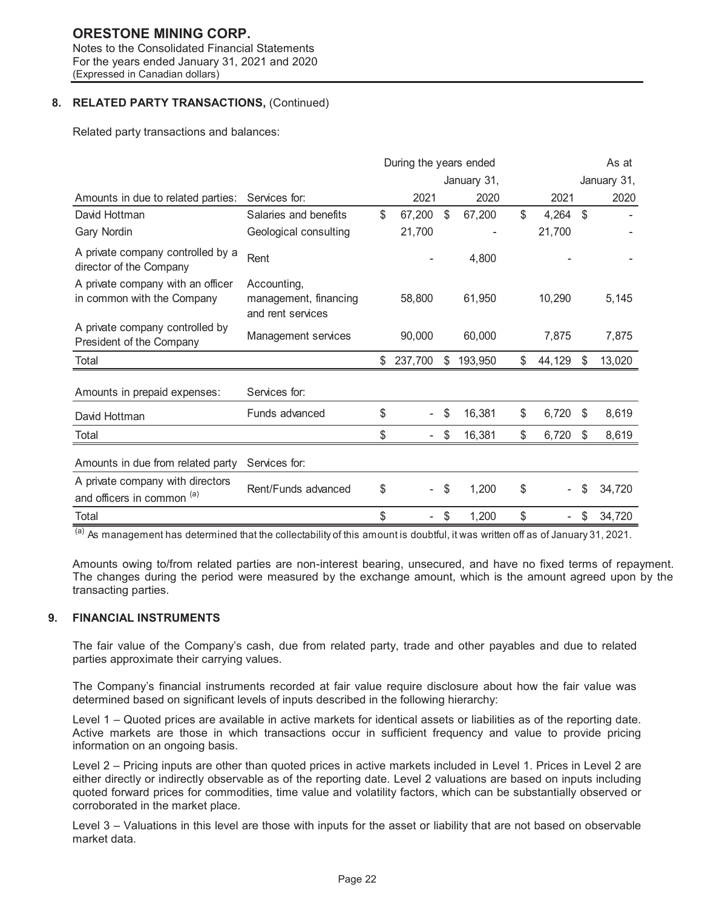## 8. RELATED PARTY TRANSACTIONS, (Continued)

Related party transactions and balances:

| | | During the years ended January 31, | | As at January 31, | |
|---|---|---|---|---|---|
| Amounts in due to related parties: | Services for: | 2021 | 2020 | 2021 | 2020 |
| David Hottman | Salaries and benefits | $ 67,200 | $ 67,200 | $ 4,264 | $ - |
| Gary Nordin | Geological consulting | 21,700 | - | 21,700 | - |
| A private company controlled by a director of the Company | Rent | - | 4,800 | - | - |
| A private company with an officer in common with the Company | Accounting, management, financing and rent services | 58,800 | 61,950 | 10,290 | 5,145 |
| A private company controlled by President of the Company | Management services | 90,000 | 60,000 | 7,875 | 7,875 |
| Total | | $ 237,700 | $ 193,950 | $ 44,129 | $ 13,020 |
| Amounts in prepaid expenses: | Services for: | | | | |
| David Hottman | Funds advanced | $ - | $ 16,381 | $ 6,720 | $ 8,619 |
| Total | | $ - | $ 16,381 | $ 6,720 | $ 8,619 |
| Amounts in due from related party | Services for: | | | | |
| A private company with directors and officers in common [(a)] | Rent/Funds advanced | $ - | $ 1,200 | $ - | $ 34,720 |
| Total | | $ - | $ 1,200 | $ - | $ 34,720 |

[(a)] As management has determined that the collectability of this amount is doubtful, it was written off as of January 31, 2021.

Amounts owing to/from related parties are non-interest bearing, unsecured, and have no fixed terms of repayment. The changes during the period were measured by the exchange amount, which is the amount agreed upon by the transacting parties.

## 9. FINANCIAL INSTRUMENTS

The fair value of the Company's cash, due from related party, trade and other payables and due to related parties approximate their carrying values.

The Company's financial instruments recorded at fair value require disclosure about how the fair value was determined based on significant levels of inputs described in the following hierarchy:

Level 1 – Quoted prices are available in active markets for identical assets or liabilities as of the reporting date. Active markets are those in which transactions occur in sufficient frequency and value to provide pricing information on an ongoing basis.

Level 2 – Pricing inputs are other than quoted prices in active markets included in Level 1. Prices in Level 2 are either directly or indirectly observable as of the reporting date. Level 2 valuations are based on inputs including quoted forward prices for commodities, time value and volatility factors, which can be substantially observed or corroborated in the market place.

Level 3 – Valuations in this level are those with inputs for the asset or liability that are not based on observable market data.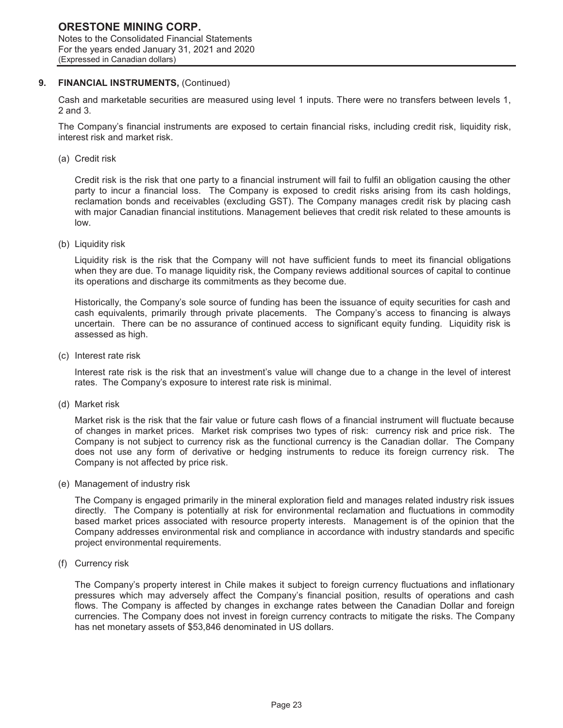## 9. FINANCIAL INSTRUMENTS, (Continued)

Cash and marketable securities are measured using level 1 inputs. There were no transfers between levels 1, 2 and 3.

The Company's financial instruments are exposed to certain financial risks, including credit risk, liquidity risk, interest risk and market risk.

(a) Credit risk

Credit risk is the risk that one party to a financial instrument will fail to fulfil an obligation causing the other party to incur a financial loss. The Company is exposed to credit risks arising from its cash holdings, reclamation bonds and receivables (excluding GST). The Company manages credit risk by placing cash with major Canadian financial institutions. Management believes that credit risk related to these amounts is low.

(b) Liquidity risk

Liquidity risk is the risk that the Company will not have sufficient funds to meet its financial obligations when they are due. To manage liquidity risk, the Company reviews additional sources of capital to continue its operations and discharge its commitments as they become due.

Historically, the Company's sole source of funding has been the issuance of equity securities for cash and cash equivalents, primarily through private placements. The Company's access to financing is always uncertain. There can be no assurance of continued access to significant equity funding. Liquidity risk is assessed as high.

(c) Interest rate risk

Interest rate risk is the risk that an investment's value will change due to a change in the level of interest rates. The Company's exposure to interest rate risk is minimal.

(d) Market risk

Market risk is the risk that the fair value or future cash flows of a financial instrument will fluctuate because of changes in market prices. Market risk comprises two types of risk: currency risk and price risk. The Company is not subject to currency risk as the functional currency is the Canadian dollar. The Company does not use any form of derivative or hedging instruments to reduce its foreign currency risk. The Company is not affected by price risk.

(e) Management of industry risk

The Company is engaged primarily in the mineral exploration field and manages related industry risk issues directly. The Company is potentially at risk for environmental reclamation and fluctuations in commodity based market prices associated with resource property interests. Management is of the opinion that the Company addresses environmental risk and compliance in accordance with industry standards and specific project environmental requirements.

(f) Currency risk

The Company's property interest in Chile makes it subject to foreign currency fluctuations and inflationary pressures which may adversely affect the Company's financial position, results of operations and cash flows. The Company is affected by changes in exchange rates between the Canadian Dollar and foreign currencies. The Company does not invest in foreign currency contracts to mitigate the risks. The Company has net monetary assets of $53,846 denominated in US dollars.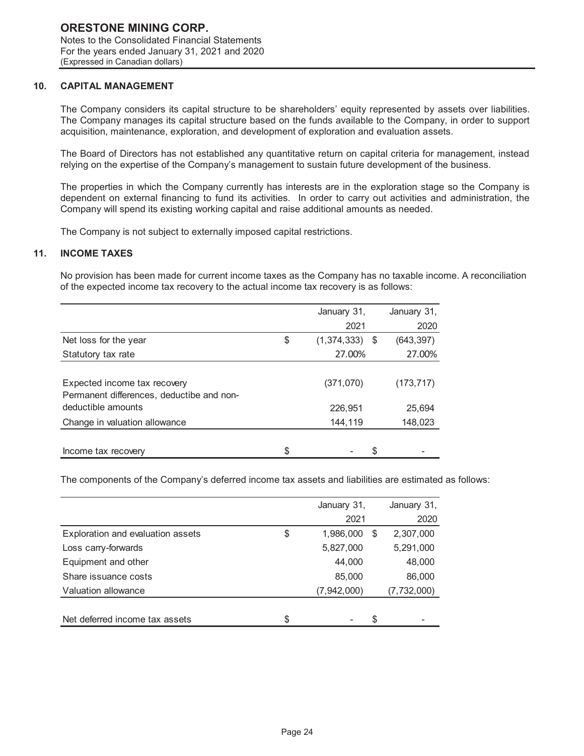**ORESTONE MINING CORP.**
Notes to the Consolidated Financial Statements
For the years ended January 31, 2021 and 2020
(Expressed in Canadian dollars)

## 10. CAPITAL MANAGEMENT

The Company considers its capital structure to be shareholders' equity represented by assets over liabilities. The Company manages its capital structure based on the funds available to the Company, in order to support acquisition, maintenance, exploration, and development of exploration and evaluation assets.

The Board of Directors has not established any quantitative return on capital criteria for management, instead relying on the expertise of the Company's management to sustain future development of the business.

The properties in which the Company currently has interests are in the exploration stage so the Company is dependent on external financing to fund its activities. In order to carry out activities and administration, the Company will spend its existing working capital and raise additional amounts as needed.

The Company is not subject to externally imposed capital restrictions.

## 11. INCOME TAXES

No provision has been made for current income taxes as the Company has no taxable income. A reconciliation of the expected income tax recovery to the actual income tax recovery is as follows:

| | January 31, 2021 | January 31, 2020 |
|---|---|---|
| Net loss for the year | $ (1,374,333) | $ (643,397) |
| Statutory tax rate | 27.00% | 27.00% |
| Expected income tax recovery | (371,070) | (173,717) |
| Permanent differences, deductibe and non-deductible amounts | 226,951 | 25,694 |
| Change in valuation allowance | 144,119 | 148,023 |
| Income tax recovery | $ - | $ - |

The components of the Company's deferred income tax assets and liabilities are estimated as follows:

| | January 31, 2021 | January 31, 2020 |
|---|---|---|
| Exploration and evaluation assets | $ 1,986,000 | $ 2,307,000 |
| Loss carry-forwards | 5,827,000 | 5,291,000 |
| Equipment and other | 44,000 | 48,000 |
| Share issuance costs | 85,000 | 86,000 |
| Valuation allowance | (7,942,000) | (7,732,000) |
| Net deferred income tax assets | $ - | $ - |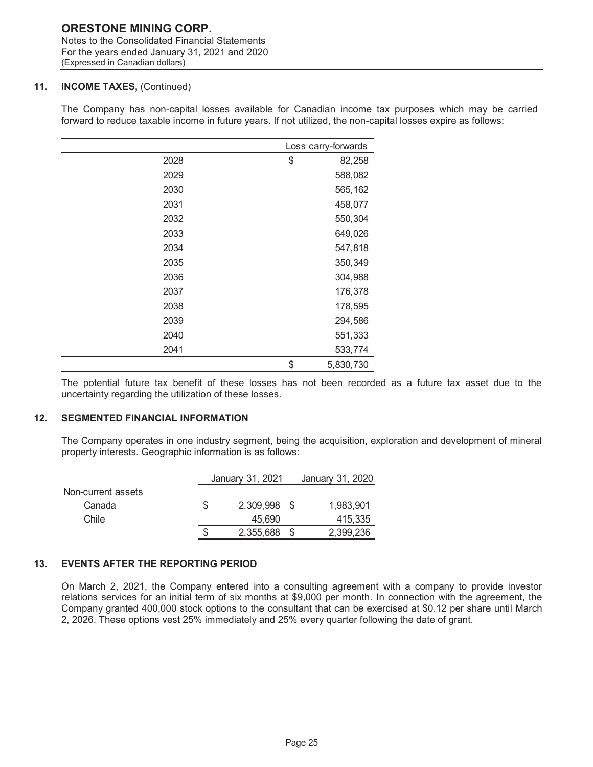### 11. INCOME TAXES, (Continued)

The Company has non-capital losses available for Canadian income tax purposes which may be carried forward to reduce taxable income in future years. If not utilized, the non-capital losses expire as follows:

| | Loss carry-forwards |
|---|---|
| 2028 | $ 82,258 |
| 2029 | 588,082 |
| 2030 | 565,162 |
| 2031 | 458,077 |
| 2032 | 550,304 |
| 2033 | 649,026 |
| 2034 | 547,818 |
| 2035 | 350,349 |
| 2036 | 304,988 |
| 2037 | 176,378 |
| 2038 | 178,595 |
| 2039 | 294,586 |
| 2040 | 551,333 |
| 2041 | 533,774 |
| | $ 5,830,730 |

The potential future tax benefit of these losses has not been recorded as a future tax asset due to the uncertainty regarding the utilization of these losses.

### 12. SEGMENTED FINANCIAL INFORMATION

The Company operates in one industry segment, being the acquisition, exploration and development of mineral property interests. Geographic information is as follows:

| | January 31, 2021 | January 31, 2020 |
|---|---|---|
| Non-current assets | | |
| Canada | $ 2,309,998 | $ 1,983,901 |
| Chile | 45,690 | 415,335 |
| | $ 2,355,688 | $ 2,399,236 |

### 13. EVENTS AFTER THE REPORTING PERIOD

On March 2, 2021, the Company entered into a consulting agreement with a company to provide investor relations services for an initial term of six months at $9,000 per month. In connection with the agreement, the Company granted 400,000 stock options to the consultant that can be exercised at $0.12 per share until March 2, 2026. These options vest 25% immediately and 25% every quarter following the date of grant.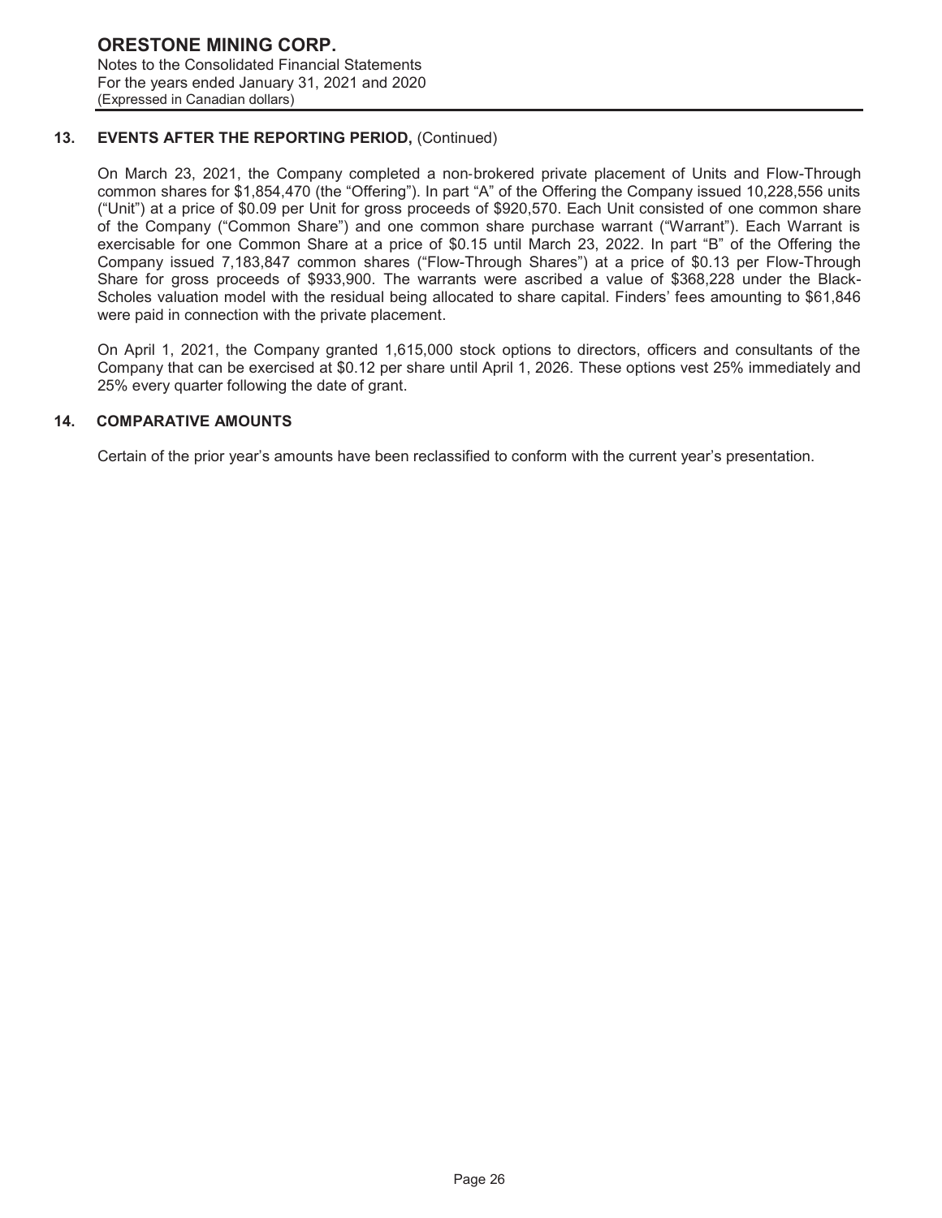## 13. EVENTS AFTER THE REPORTING PERIOD, (Continued)

On March 23, 2021, the Company completed a non-brokered private placement of Units and Flow-Through common shares for $1,854,470 (the "Offering"). In part "A" of the Offering the Company issued 10,228,556 units ("Unit") at a price of $0.09 per Unit for gross proceeds of $920,570. Each Unit consisted of one common share of the Company ("Common Share") and one common share purchase warrant ("Warrant"). Each Warrant is exercisable for one Common Share at a price of $0.15 until March 23, 2022. In part "B" of the Offering the Company issued 7,183,847 common shares ("Flow-Through Shares") at a price of $0.13 per Flow-Through Share for gross proceeds of $933,900. The warrants were ascribed a value of $368,228 under the Black-Scholes valuation model with the residual being allocated to share capital. Finders' fees amounting to $61,846 were paid in connection with the private placement.

On April 1, 2021, the Company granted 1,615,000 stock options to directors, officers and consultants of the Company that can be exercised at $0.12 per share until April 1, 2026. These options vest 25% immediately and 25% every quarter following the date of grant.

## 14. COMPARATIVE AMOUNTS

Certain of the prior year's amounts have been reclassified to conform with the current year's presentation.